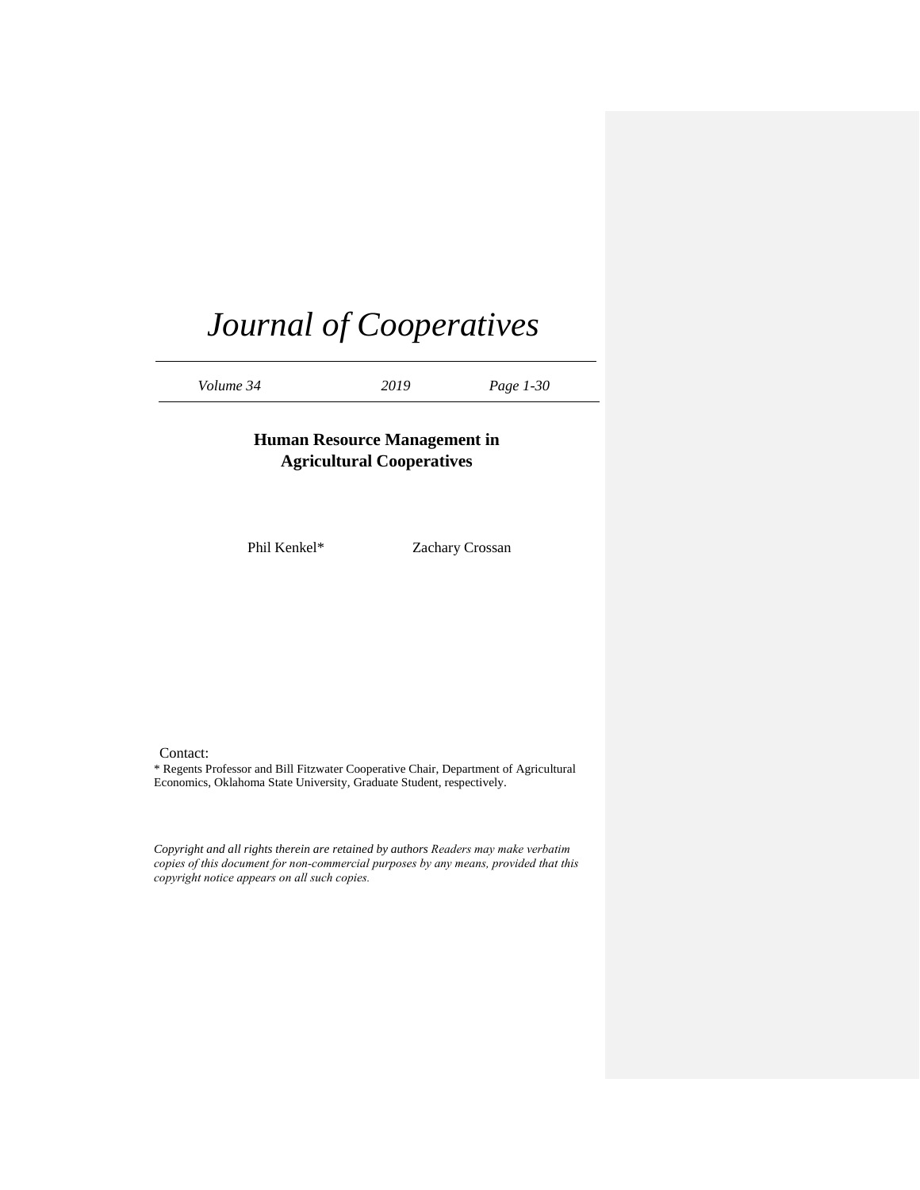# Journal of Cooperatives

*Volume 34* *2019* *Page 1-30*

## Human Resource Management in Agricultural Cooperatives

Phil Kenkel* Zachary Crossan

Contact:

\* Regents Professor and Bill Fitzwater Cooperative Chair, Department of Agricultural Economics, Oklahoma State University, Graduate Student, respectively.

*Copyright and all rights therein are retained by authors Readers may make verbatim copies of this document for non-commercial purposes by any means, provided that this copyright notice appears on all such copies.*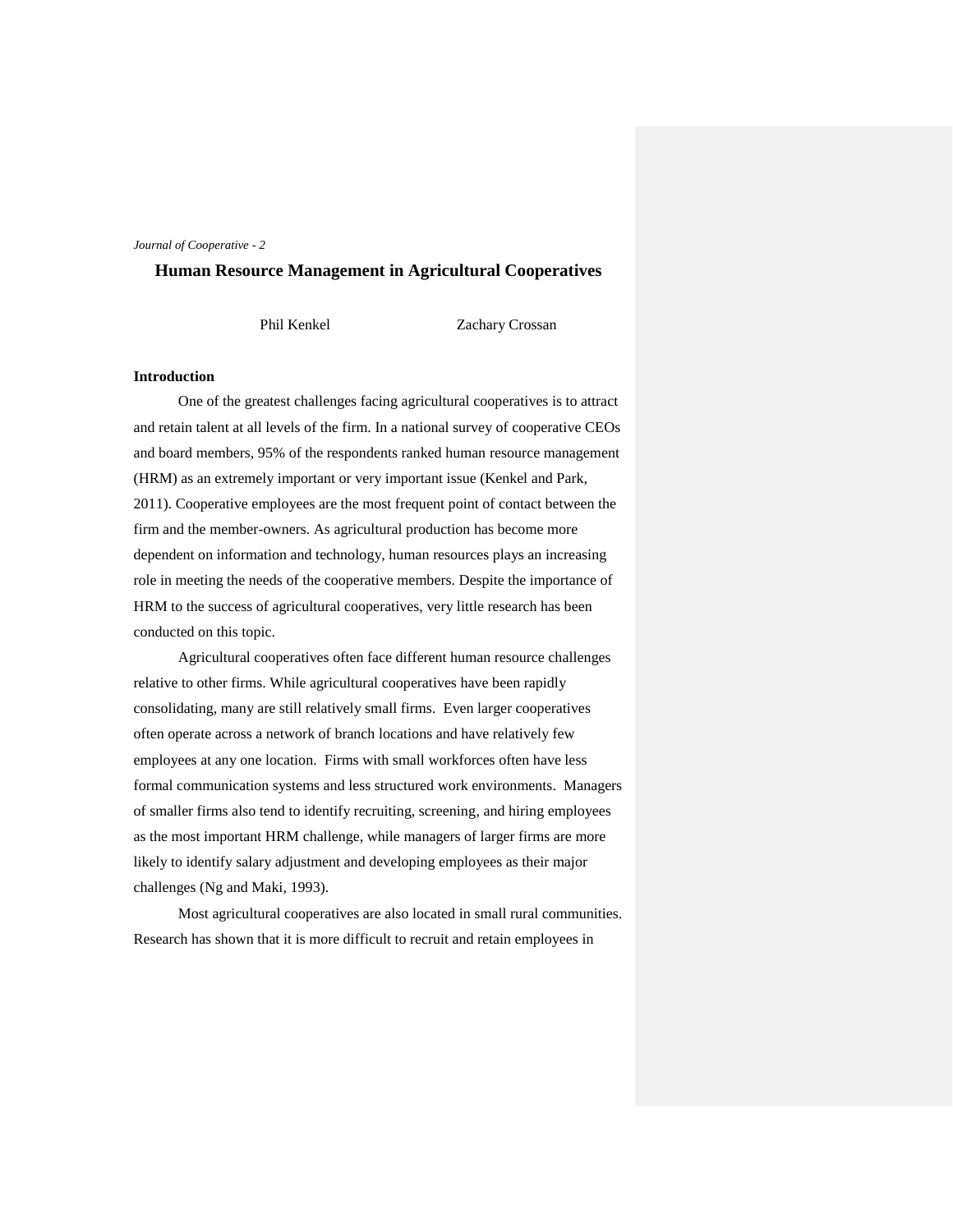*Journal of Cooperative - 2*

# Human Resource Management in Agricultural Cooperatives

Phil Kenkel Zachary Crossan

## Introduction

One of the greatest challenges facing agricultural cooperatives is to attract and retain talent at all levels of the firm. In a national survey of cooperative CEOs and board members, 95% of the respondents ranked human resource management (HRM) as an extremely important or very important issue (Kenkel and Park, 2011). Cooperative employees are the most frequent point of contact between the firm and the member-owners. As agricultural production has become more dependent on information and technology, human resources plays an increasing role in meeting the needs of the cooperative members. Despite the importance of HRM to the success of agricultural cooperatives, very little research has been conducted on this topic.

Agricultural cooperatives often face different human resource challenges relative to other firms. While agricultural cooperatives have been rapidly consolidating, many are still relatively small firms. Even larger cooperatives often operate across a network of branch locations and have relatively few employees at any one location. Firms with small workforces often have less formal communication systems and less structured work environments. Managers of smaller firms also tend to identify recruiting, screening, and hiring employees as the most important HRM challenge, while managers of larger firms are more likely to identify salary adjustment and developing employees as their major challenges (Ng and Maki, 1993).

Most agricultural cooperatives are also located in small rural communities. Research has shown that it is more difficult to recruit and retain employees in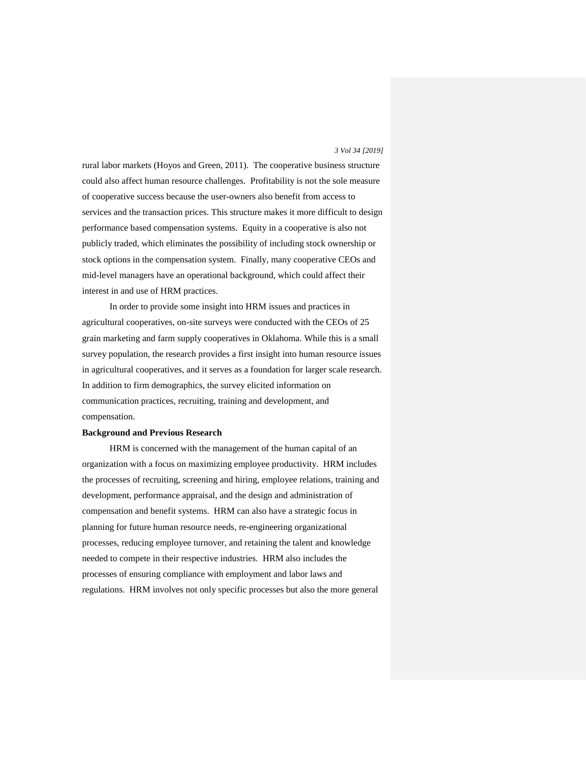rural labor markets (Hoyos and Green, 2011). The cooperative business structure could also affect human resource challenges. Profitability is not the sole measure of cooperative success because the user-owners also benefit from access to services and the transaction prices. This structure makes it more difficult to design performance based compensation systems. Equity in a cooperative is also not publicly traded, which eliminates the possibility of including stock ownership or stock options in the compensation system. Finally, many cooperative CEOs and mid-level managers have an operational background, which could affect their interest in and use of HRM practices.

In order to provide some insight into HRM issues and practices in agricultural cooperatives, on-site surveys were conducted with the CEOs of 25 grain marketing and farm supply cooperatives in Oklahoma. While this is a small survey population, the research provides a first insight into human resource issues in agricultural cooperatives, and it serves as a foundation for larger scale research. In addition to firm demographics, the survey elicited information on communication practices, recruiting, training and development, and compensation.

**Background and Previous Research**

HRM is concerned with the management of the human capital of an organization with a focus on maximizing employee productivity. HRM includes the processes of recruiting, screening and hiring, employee relations, training and development, performance appraisal, and the design and administration of compensation and benefit systems. HRM can also have a strategic focus in planning for future human resource needs, re-engineering organizational processes, reducing employee turnover, and retaining the talent and knowledge needed to compete in their respective industries. HRM also includes the processes of ensuring compliance with employment and labor laws and regulations. HRM involves not only specific processes but also the more general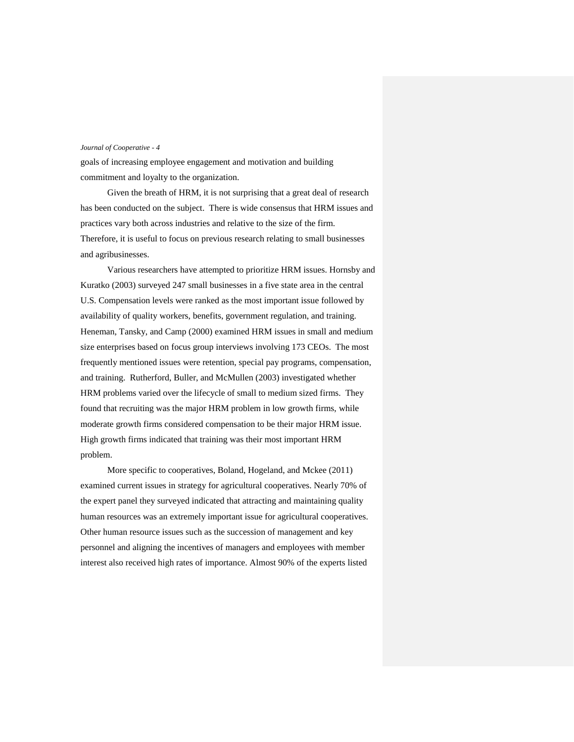goals of increasing employee engagement and motivation and building commitment and loyalty to the organization.

Given the breath of HRM, it is not surprising that a great deal of research has been conducted on the subject. There is wide consensus that HRM issues and practices vary both across industries and relative to the size of the firm. Therefore, it is useful to focus on previous research relating to small businesses and agribusinesses.

Various researchers have attempted to prioritize HRM issues. Hornsby and Kuratko (2003) surveyed 247 small businesses in a five state area in the central U.S. Compensation levels were ranked as the most important issue followed by availability of quality workers, benefits, government regulation, and training. Heneman, Tansky, and Camp (2000) examined HRM issues in small and medium size enterprises based on focus group interviews involving 173 CEOs. The most frequently mentioned issues were retention, special pay programs, compensation, and training. Rutherford, Buller, and McMullen (2003) investigated whether HRM problems varied over the lifecycle of small to medium sized firms. They found that recruiting was the major HRM problem in low growth firms, while moderate growth firms considered compensation to be their major HRM issue. High growth firms indicated that training was their most important HRM problem.

More specific to cooperatives, Boland, Hogeland, and Mckee (2011) examined current issues in strategy for agricultural cooperatives. Nearly 70% of the expert panel they surveyed indicated that attracting and maintaining quality human resources was an extremely important issue for agricultural cooperatives. Other human resource issues such as the succession of management and key personnel and aligning the incentives of managers and employees with member interest also received high rates of importance. Almost 90% of the experts listed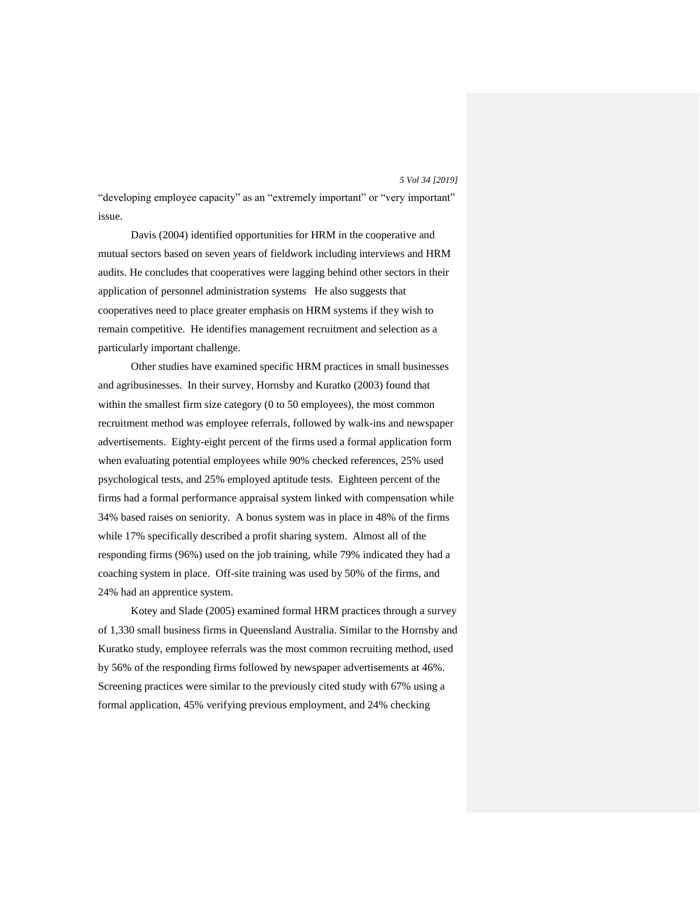"developing employee capacity" as an "extremely important" or "very important" issue.

Davis (2004) identified opportunities for HRM in the cooperative and mutual sectors based on seven years of fieldwork including interviews and HRM audits. He concludes that cooperatives were lagging behind other sectors in their application of personnel administration systems He also suggests that cooperatives need to place greater emphasis on HRM systems if they wish to remain competitive. He identifies management recruitment and selection as a particularly important challenge.

Other studies have examined specific HRM practices in small businesses and agribusinesses. In their survey, Hornsby and Kuratko (2003) found that within the smallest firm size category (0 to 50 employees), the most common recruitment method was employee referrals, followed by walk-ins and newspaper advertisements. Eighty-eight percent of the firms used a formal application form when evaluating potential employees while 90% checked references, 25% used psychological tests, and 25% employed aptitude tests. Eighteen percent of the firms had a formal performance appraisal system linked with compensation while 34% based raises on seniority. A bonus system was in place in 48% of the firms while 17% specifically described a profit sharing system. Almost all of the responding firms (96%) used on the job training, while 79% indicated they had a coaching system in place. Off-site training was used by 50% of the firms, and 24% had an apprentice system.

Kotey and Slade (2005) examined formal HRM practices through a survey of 1,330 small business firms in Queensland Australia. Similar to the Hornsby and Kuratko study, employee referrals was the most common recruiting method, used by 56% of the responding firms followed by newspaper advertisements at 46%. Screening practices were similar to the previously cited study with 67% using a formal application, 45% verifying previous employment, and 24% checking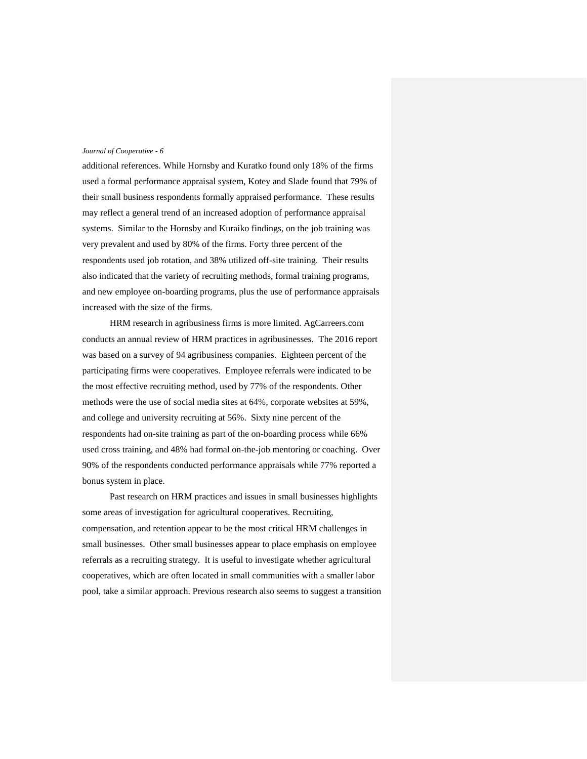additional references. While Hornsby and Kuratko found only 18% of the firms used a formal performance appraisal system, Kotey and Slade found that 79% of their small business respondents formally appraised performance. These results may reflect a general trend of an increased adoption of performance appraisal systems. Similar to the Hornsby and Kuraiko findings, on the job training was very prevalent and used by 80% of the firms. Forty three percent of the respondents used job rotation, and 38% utilized off-site training. Their results also indicated that the variety of recruiting methods, formal training programs, and new employee on-boarding programs, plus the use of performance appraisals increased with the size of the firms.

HRM research in agribusiness firms is more limited. AgCarreers.com conducts an annual review of HRM practices in agribusinesses. The 2016 report was based on a survey of 94 agribusiness companies. Eighteen percent of the participating firms were cooperatives. Employee referrals were indicated to be the most effective recruiting method, used by 77% of the respondents. Other methods were the use of social media sites at 64%, corporate websites at 59%, and college and university recruiting at 56%. Sixty nine percent of the respondents had on-site training as part of the on-boarding process while 66% used cross training, and 48% had formal on-the-job mentoring or coaching. Over 90% of the respondents conducted performance appraisals while 77% reported a bonus system in place.

Past research on HRM practices and issues in small businesses highlights some areas of investigation for agricultural cooperatives. Recruiting, compensation, and retention appear to be the most critical HRM challenges in small businesses. Other small businesses appear to place emphasis on employee referrals as a recruiting strategy. It is useful to investigate whether agricultural cooperatives, which are often located in small communities with a smaller labor pool, take a similar approach. Previous research also seems to suggest a transition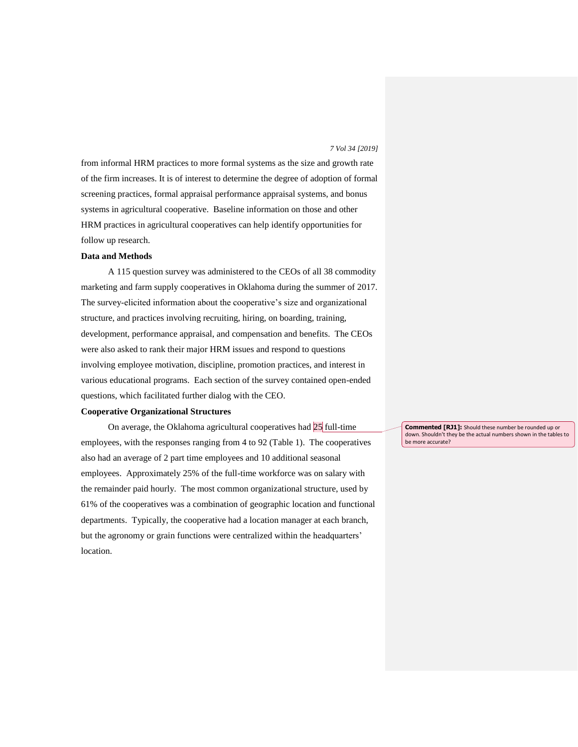from informal HRM practices to more formal systems as the size and growth rate of the firm increases. It is of interest to determine the degree of adoption of formal screening practices, formal appraisal performance appraisal systems, and bonus systems in agricultural cooperative. Baseline information on those and other HRM practices in agricultural cooperatives can help identify opportunities for follow up research.

**Data and Methods**

A 115 question survey was administered to the CEOs of all 38 commodity marketing and farm supply cooperatives in Oklahoma during the summer of 2017. The survey-elicited information about the cooperative's size and organizational structure, and practices involving recruiting, hiring, on boarding, training, development, performance appraisal, and compensation and benefits. The CEOs were also asked to rank their major HRM issues and respond to questions involving employee motivation, discipline, promotion practices, and interest in various educational programs. Each section of the survey contained open-ended questions, which facilitated further dialog with the CEO.

**Cooperative Organizational Structures**

On average, the Oklahoma agricultural cooperatives had 25 full-time employees, with the responses ranging from 4 to 92 (Table 1). The cooperatives also had an average of 2 part time employees and 10 additional seasonal employees. Approximately 25% of the full-time workforce was on salary with the remainder paid hourly. The most common organizational structure, used by 61% of the cooperatives was a combination of geographic location and functional departments. Typically, the cooperative had a location manager at each branch, but the agronomy or grain functions were centralized within the headquarters' location.

**Commented [RJ1]:** Should these number be rounded up or down. Shouldn't they be the actual numbers shown in the tables to be more accurate?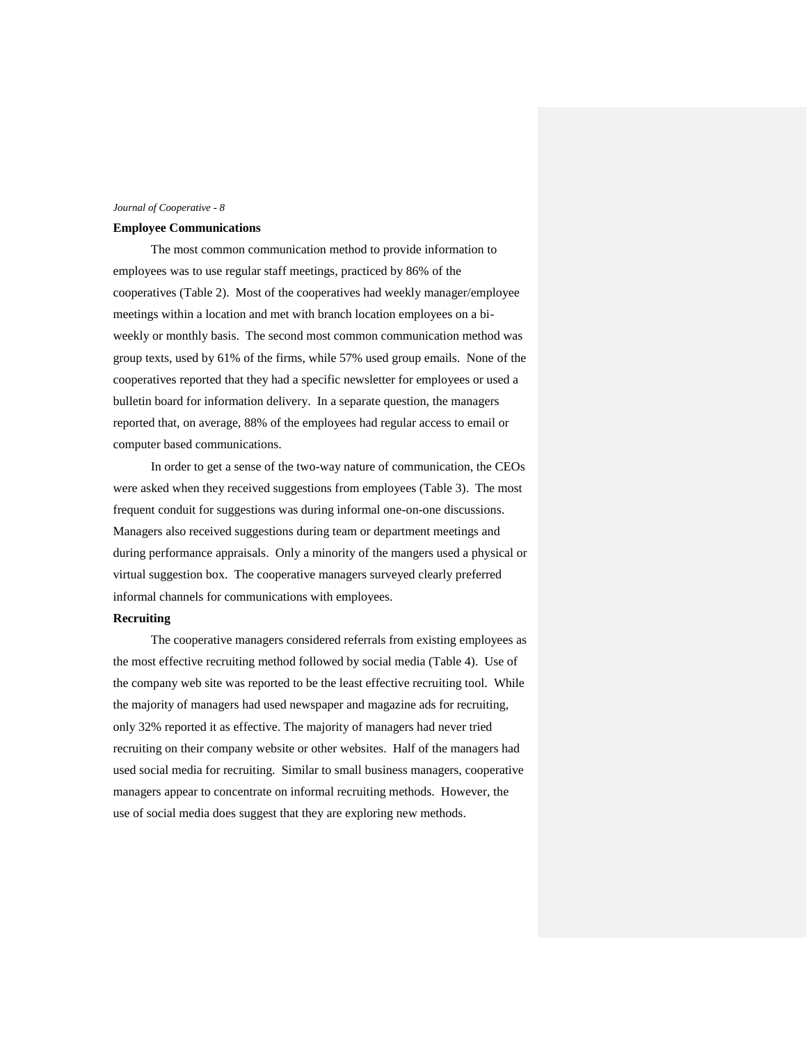## Employee Communications

The most common communication method to provide information to employees was to use regular staff meetings, practiced by 86% of the cooperatives (Table 2). Most of the cooperatives had weekly manager/employee meetings within a location and met with branch location employees on a bi-weekly or monthly basis. The second most common communication method was group texts, used by 61% of the firms, while 57% used group emails. None of the cooperatives reported that they had a specific newsletter for employees or used a bulletin board for information delivery. In a separate question, the managers reported that, on average, 88% of the employees had regular access to email or computer based communications.

In order to get a sense of the two-way nature of communication, the CEOs were asked when they received suggestions from employees (Table 3). The most frequent conduit for suggestions was during informal one-on-one discussions. Managers also received suggestions during team or department meetings and during performance appraisals. Only a minority of the mangers used a physical or virtual suggestion box. The cooperative managers surveyed clearly preferred informal channels for communications with employees.

## Recruiting

The cooperative managers considered referrals from existing employees as the most effective recruiting method followed by social media (Table 4). Use of the company web site was reported to be the least effective recruiting tool. While the majority of managers had used newspaper and magazine ads for recruiting, only 32% reported it as effective. The majority of managers had never tried recruiting on their company website or other websites. Half of the managers had used social media for recruiting. Similar to small business managers, cooperative managers appear to concentrate on informal recruiting methods. However, the use of social media does suggest that they are exploring new methods.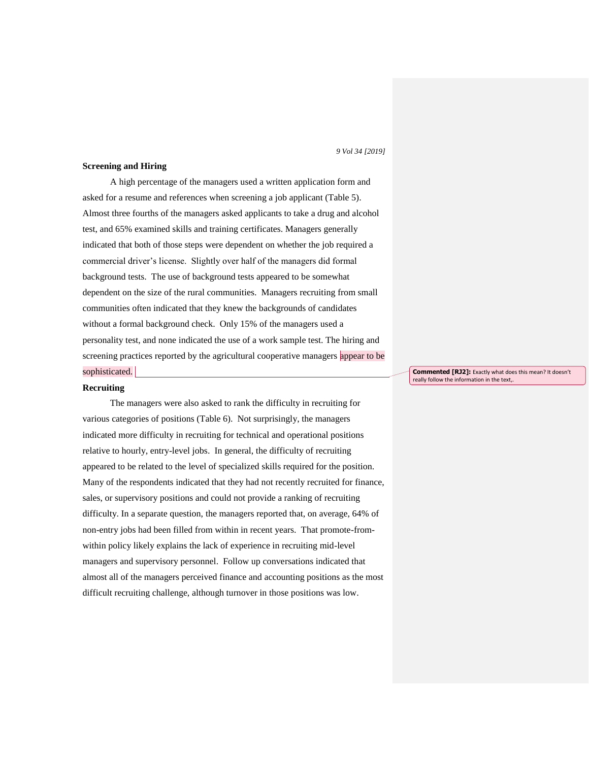### Screening and Hiring

A high percentage of the managers used a written application form and asked for a resume and references when screening a job applicant (Table 5). Almost three fourths of the managers asked applicants to take a drug and alcohol test, and 65% examined skills and training certificates. Managers generally indicated that both of those steps were dependent on whether the job required a commercial driver's license. Slightly over half of the managers did formal background tests. The use of background tests appeared to be somewhat dependent on the size of the rural communities. Managers recruiting from small communities often indicated that they knew the backgrounds of candidates without a formal background check. Only 15% of the managers used a personality test, and none indicated the use of a work sample test. The hiring and screening practices reported by the agricultural cooperative managers appear to be sophisticated.

**Commented [RJ2]:** Exactly what does this mean? It doesn't really follow the information in the text,.

### Recruiting

The managers were also asked to rank the difficulty in recruiting for various categories of positions (Table 6). Not surprisingly, the managers indicated more difficulty in recruiting for technical and operational positions relative to hourly, entry-level jobs. In general, the difficulty of recruiting appeared to be related to the level of specialized skills required for the position. Many of the respondents indicated that they had not recently recruited for finance, sales, or supervisory positions and could not provide a ranking of recruiting difficulty. In a separate question, the managers reported that, on average, 64% of non-entry jobs had been filled from within in recent years. That promote-from-within policy likely explains the lack of experience in recruiting mid-level managers and supervisory personnel. Follow up conversations indicated that almost all of the managers perceived finance and accounting positions as the most difficult recruiting challenge, although turnover in those positions was low.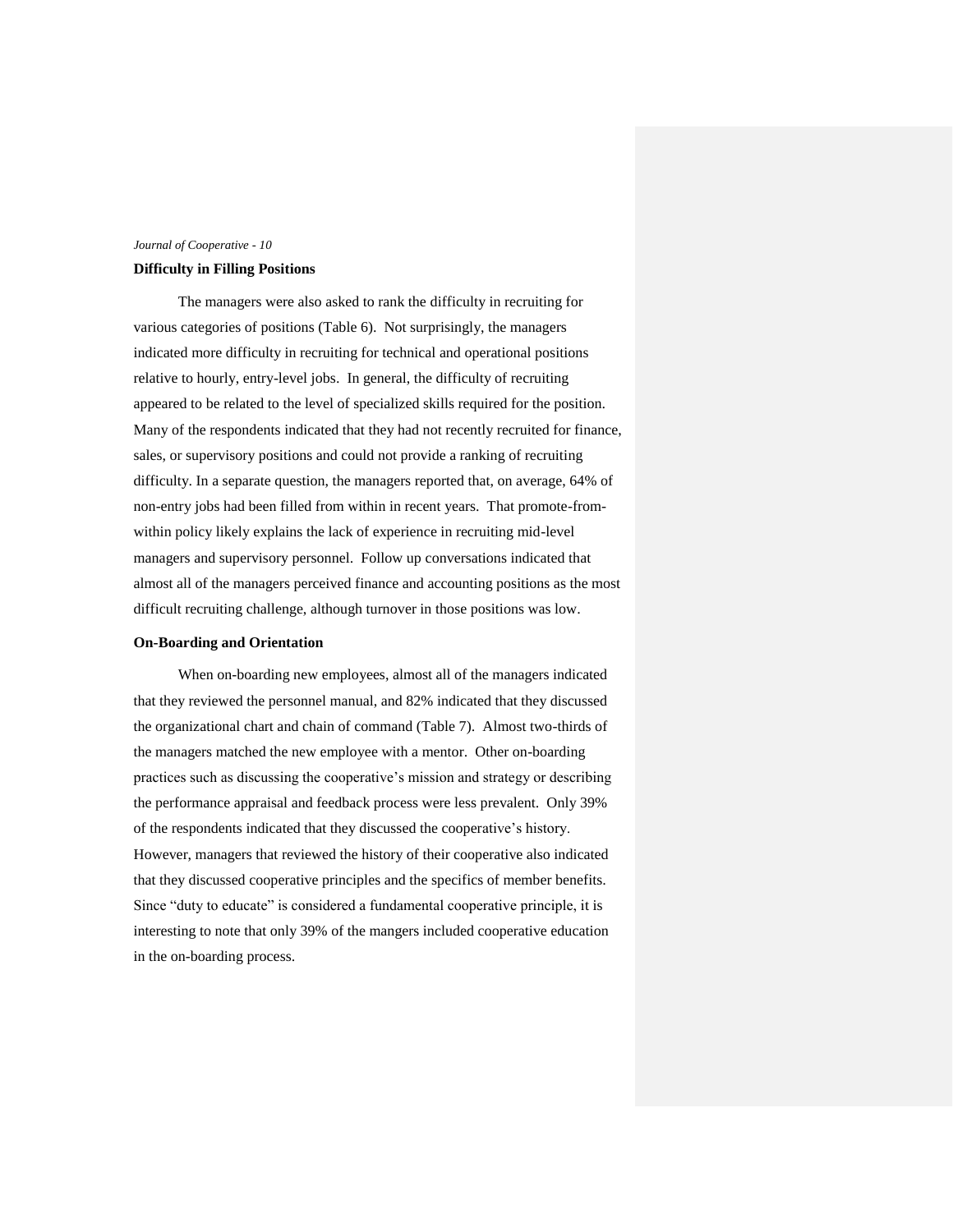## Difficulty in Filling Positions

The managers were also asked to rank the difficulty in recruiting for various categories of positions (Table 6). Not surprisingly, the managers indicated more difficulty in recruiting for technical and operational positions relative to hourly, entry-level jobs. In general, the difficulty of recruiting appeared to be related to the level of specialized skills required for the position. Many of the respondents indicated that they had not recently recruited for finance, sales, or supervisory positions and could not provide a ranking of recruiting difficulty. In a separate question, the managers reported that, on average, 64% of non-entry jobs had been filled from within in recent years. That promote-from-within policy likely explains the lack of experience in recruiting mid-level managers and supervisory personnel. Follow up conversations indicated that almost all of the managers perceived finance and accounting positions as the most difficult recruiting challenge, although turnover in those positions was low.

## On-Boarding and Orientation

When on-boarding new employees, almost all of the managers indicated that they reviewed the personnel manual, and 82% indicated that they discussed the organizational chart and chain of command (Table 7). Almost two-thirds of the managers matched the new employee with a mentor. Other on-boarding practices such as discussing the cooperative's mission and strategy or describing the performance appraisal and feedback process were less prevalent. Only 39% of the respondents indicated that they discussed the cooperative's history. However, managers that reviewed the history of their cooperative also indicated that they discussed cooperative principles and the specifics of member benefits. Since "duty to educate" is considered a fundamental cooperative principle, it is interesting to note that only 39% of the mangers included cooperative education in the on-boarding process.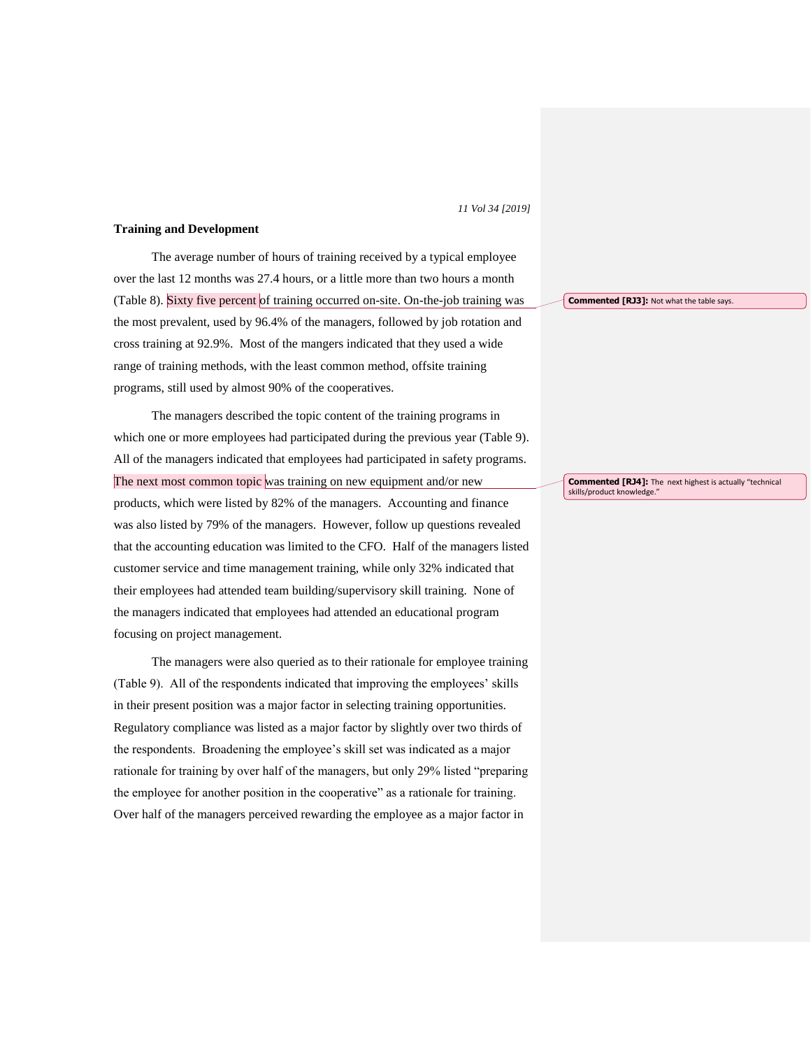## Training and Development

The average number of hours of training received by a typical employee over the last 12 months was 27.4 hours, or a little more than two hours a month (Table 8). Sixty five percent of training occurred on-site. On-the-job training was the most prevalent, used by 96.4% of the managers, followed by job rotation and cross training at 92.9%. Most of the mangers indicated that they used a wide range of training methods, with the least common method, offsite training programs, still used by almost 90% of the cooperatives.

**Commented [RJ3]:** Not what the table says.

The managers described the topic content of the training programs in which one or more employees had participated during the previous year (Table 9). All of the managers indicated that employees had participated in safety programs. The next most common topic was training on new equipment and/or new products, which were listed by 82% of the managers. Accounting and finance was also listed by 79% of the managers. However, follow up questions revealed that the accounting education was limited to the CFO. Half of the managers listed customer service and time management training, while only 32% indicated that their employees had attended team building/supervisory skill training. None of the managers indicated that employees had attended an educational program focusing on project management.

**Commented [RJ4]:** The next highest is actually "technical skills/product knowledge."

The managers were also queried as to their rationale for employee training (Table 9). All of the respondents indicated that improving the employees' skills in their present position was a major factor in selecting training opportunities. Regulatory compliance was listed as a major factor by slightly over two thirds of the respondents. Broadening the employee's skill set was indicated as a major rationale for training by over half of the managers, but only 29% listed "preparing the employee for another position in the cooperative" as a rationale for training. Over half of the managers perceived rewarding the employee as a major factor in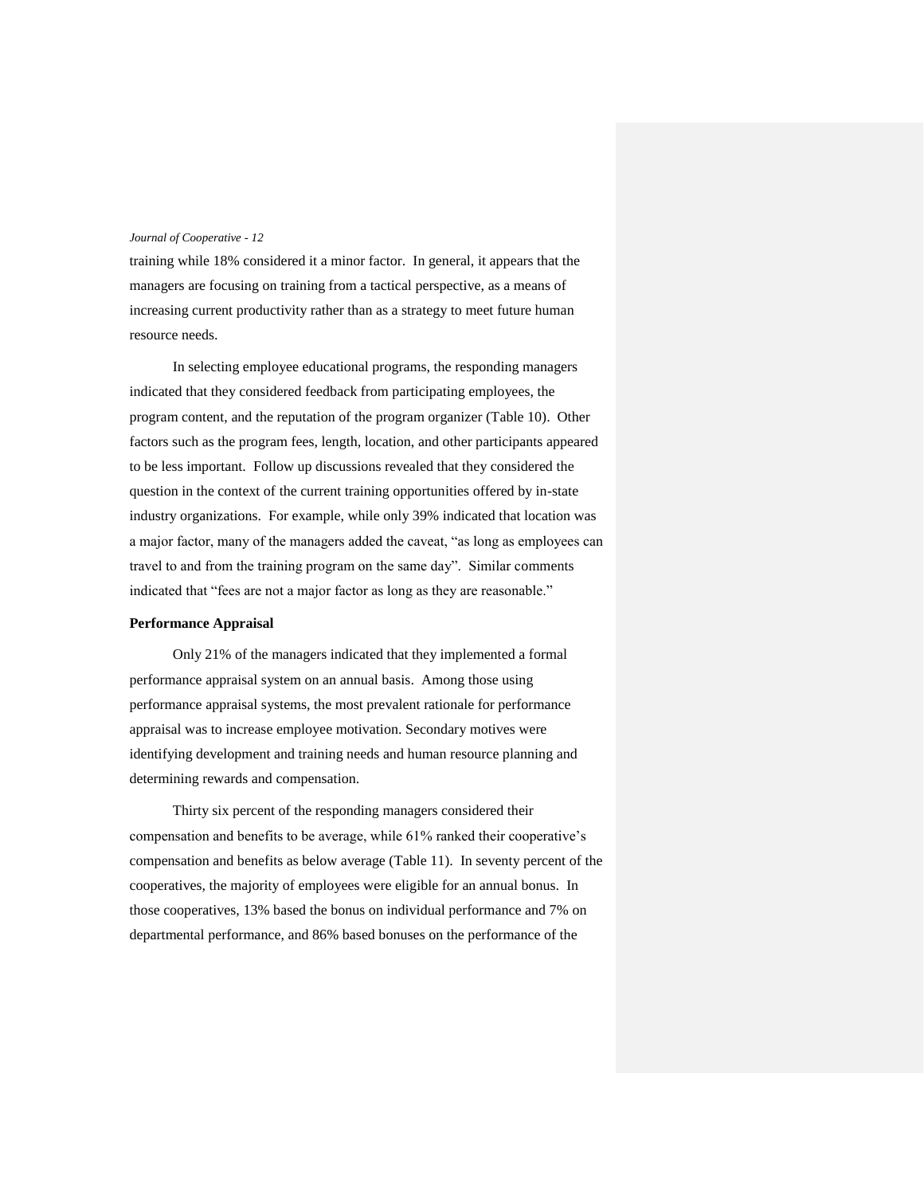training while 18% considered it a minor factor. In general, it appears that the managers are focusing on training from a tactical perspective, as a means of increasing current productivity rather than as a strategy to meet future human resource needs.

In selecting employee educational programs, the responding managers indicated that they considered feedback from participating employees, the program content, and the reputation of the program organizer (Table 10). Other factors such as the program fees, length, location, and other participants appeared to be less important. Follow up discussions revealed that they considered the question in the context of the current training opportunities offered by in-state industry organizations. For example, while only 39% indicated that location was a major factor, many of the managers added the caveat, "as long as employees can travel to and from the training program on the same day". Similar comments indicated that "fees are not a major factor as long as they are reasonable."

**Performance Appraisal**

Only 21% of the managers indicated that they implemented a formal performance appraisal system on an annual basis. Among those using performance appraisal systems, the most prevalent rationale for performance appraisal was to increase employee motivation. Secondary motives were identifying development and training needs and human resource planning and determining rewards and compensation.

Thirty six percent of the responding managers considered their compensation and benefits to be average, while 61% ranked their cooperative's compensation and benefits as below average (Table 11). In seventy percent of the cooperatives, the majority of employees were eligible for an annual bonus. In those cooperatives, 13% based the bonus on individual performance and 7% on departmental performance, and 86% based bonuses on the performance of the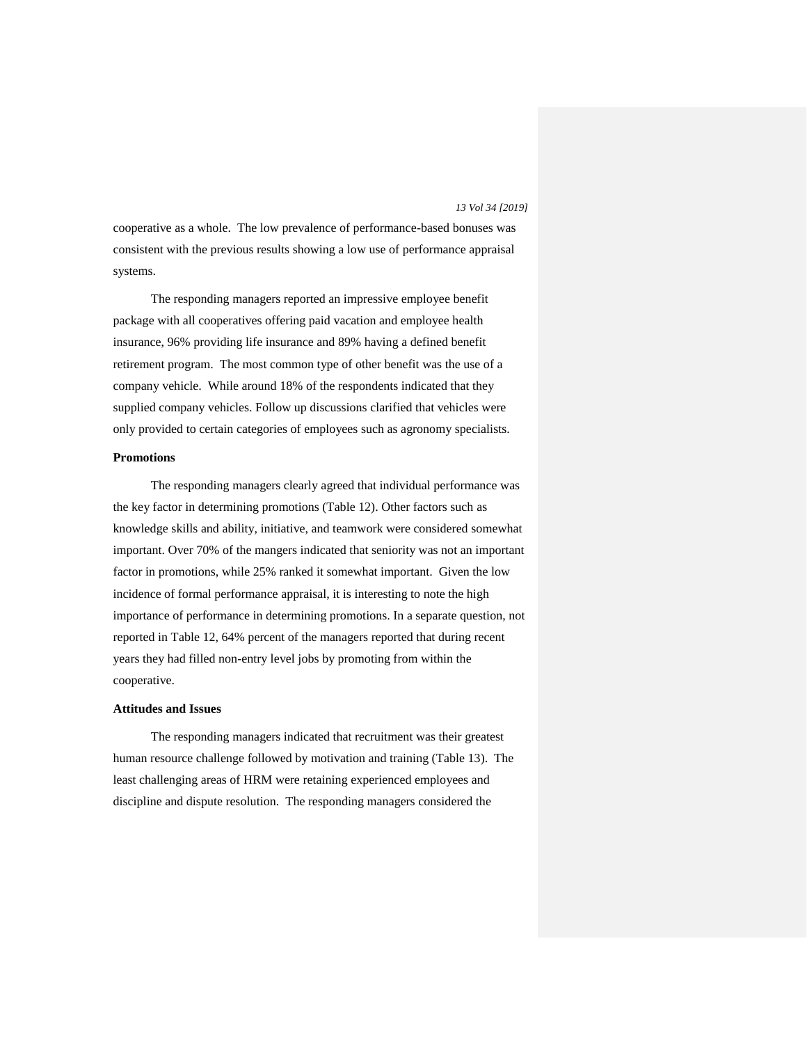cooperative as a whole. The low prevalence of performance-based bonuses was consistent with the previous results showing a low use of performance appraisal systems.

The responding managers reported an impressive employee benefit package with all cooperatives offering paid vacation and employee health insurance, 96% providing life insurance and 89% having a defined benefit retirement program. The most common type of other benefit was the use of a company vehicle. While around 18% of the respondents indicated that they supplied company vehicles. Follow up discussions clarified that vehicles were only provided to certain categories of employees such as agronomy specialists.

**Promotions**

The responding managers clearly agreed that individual performance was the key factor in determining promotions (Table 12). Other factors such as knowledge skills and ability, initiative, and teamwork were considered somewhat important. Over 70% of the mangers indicated that seniority was not an important factor in promotions, while 25% ranked it somewhat important. Given the low incidence of formal performance appraisal, it is interesting to note the high importance of performance in determining promotions. In a separate question, not reported in Table 12, 64% percent of the managers reported that during recent years they had filled non-entry level jobs by promoting from within the cooperative.

**Attitudes and Issues**

The responding managers indicated that recruitment was their greatest human resource challenge followed by motivation and training (Table 13). The least challenging areas of HRM were retaining experienced employees and discipline and dispute resolution. The responding managers considered the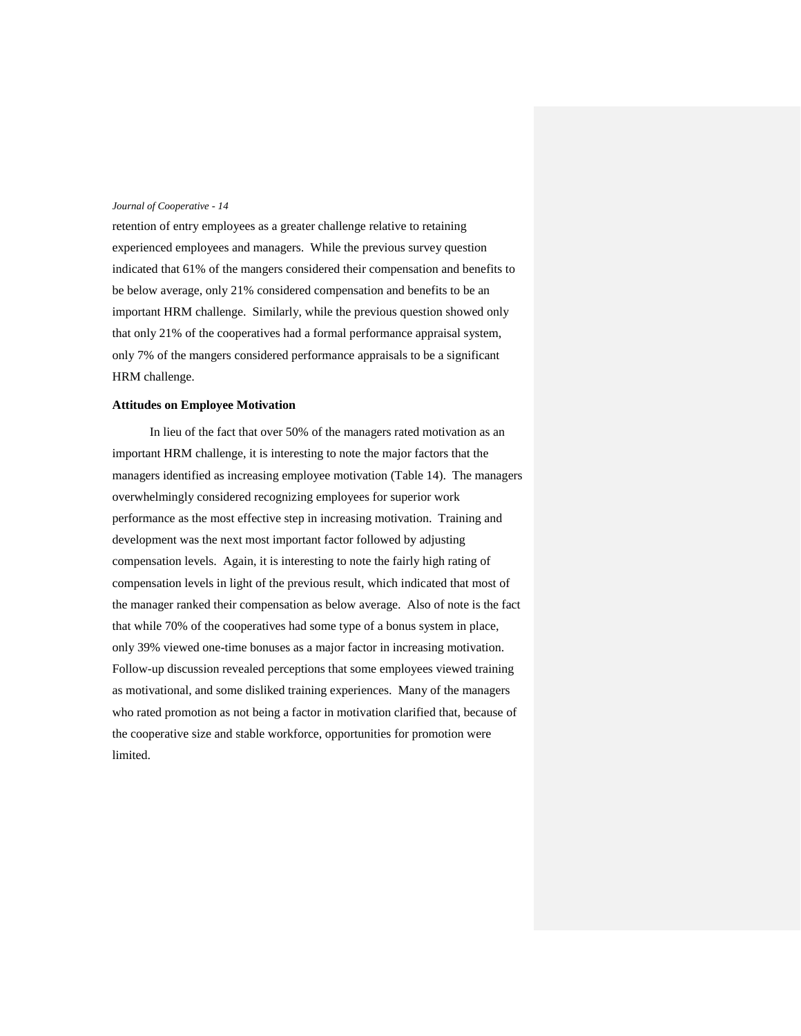retention of entry employees as a greater challenge relative to retaining experienced employees and managers. While the previous survey question indicated that 61% of the mangers considered their compensation and benefits to be below average, only 21% considered compensation and benefits to be an important HRM challenge. Similarly, while the previous question showed only that only 21% of the cooperatives had a formal performance appraisal system, only 7% of the mangers considered performance appraisals to be a significant HRM challenge.

**Attitudes on Employee Motivation**

In lieu of the fact that over 50% of the managers rated motivation as an important HRM challenge, it is interesting to note the major factors that the managers identified as increasing employee motivation (Table 14). The managers overwhelmingly considered recognizing employees for superior work performance as the most effective step in increasing motivation. Training and development was the next most important factor followed by adjusting compensation levels. Again, it is interesting to note the fairly high rating of compensation levels in light of the previous result, which indicated that most of the manager ranked their compensation as below average. Also of note is the fact that while 70% of the cooperatives had some type of a bonus system in place, only 39% viewed one-time bonuses as a major factor in increasing motivation. Follow-up discussion revealed perceptions that some employees viewed training as motivational, and some disliked training experiences. Many of the managers who rated promotion as not being a factor in motivation clarified that, because of the cooperative size and stable workforce, opportunities for promotion were limited.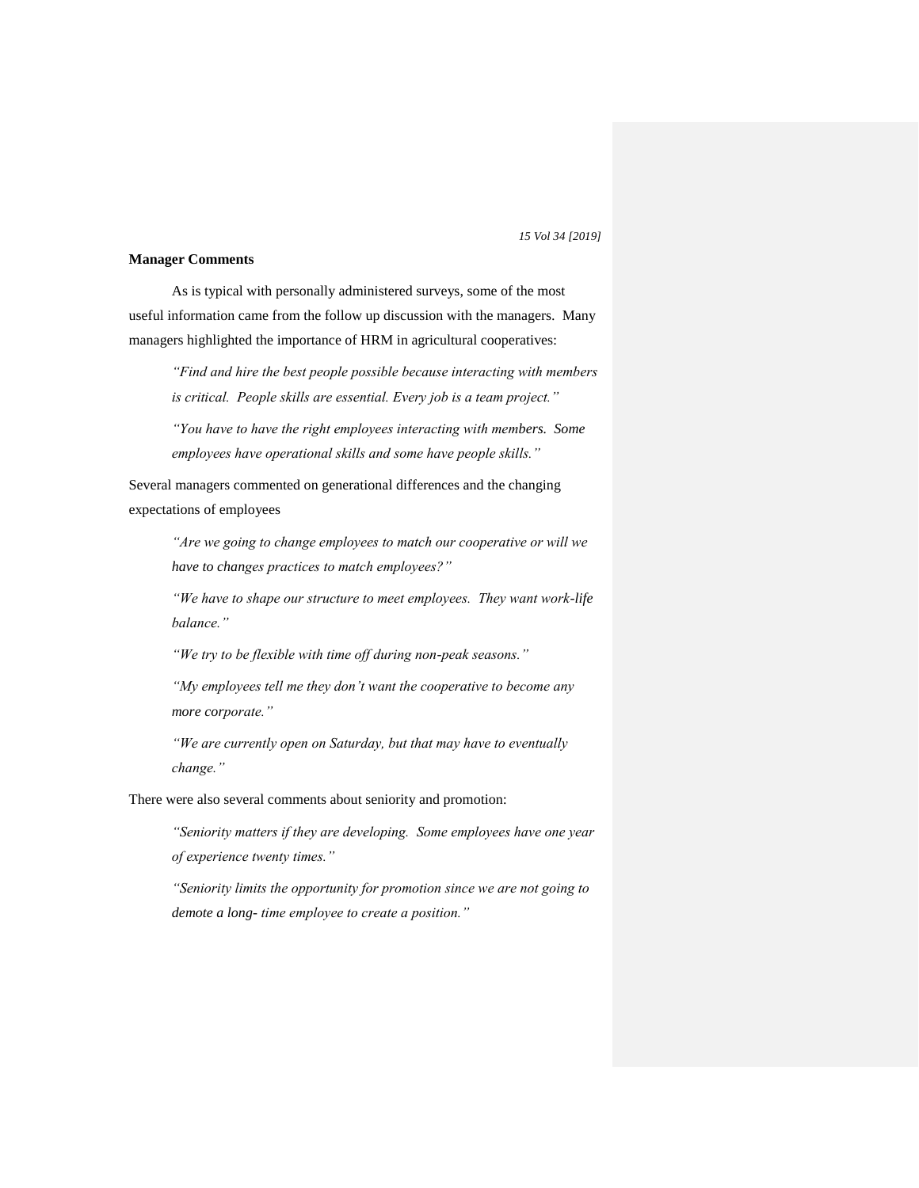**Manager Comments**

As is typical with personally administered surveys, some of the most useful information came from the follow up discussion with the managers. Many managers highlighted the importance of HRM in agricultural cooperatives:

> *"Find and hire the best people possible because interacting with members is critical. People skills are essential. Every job is a team project."*
>
> *"You have to have the right employees interacting with members. Some employees have operational skills and some have people skills."*

Several managers commented on generational differences and the changing expectations of employees

> *"Are we going to change employees to match our cooperative or will we have to changes practices to match employees?"*
>
> *"We have to shape our structure to meet employees. They want work-life balance."*
>
> *"We try to be flexible with time off during non-peak seasons."*
>
> *"My employees tell me they don't want the cooperative to become any more corporate."*
>
> *"We are currently open on Saturday, but that may have to eventually change."*

There were also several comments about seniority and promotion:

> *"Seniority matters if they are developing. Some employees have one year of experience twenty times."*
>
> *"Seniority limits the opportunity for promotion since we are not going to demote a long- time employee to create a position."*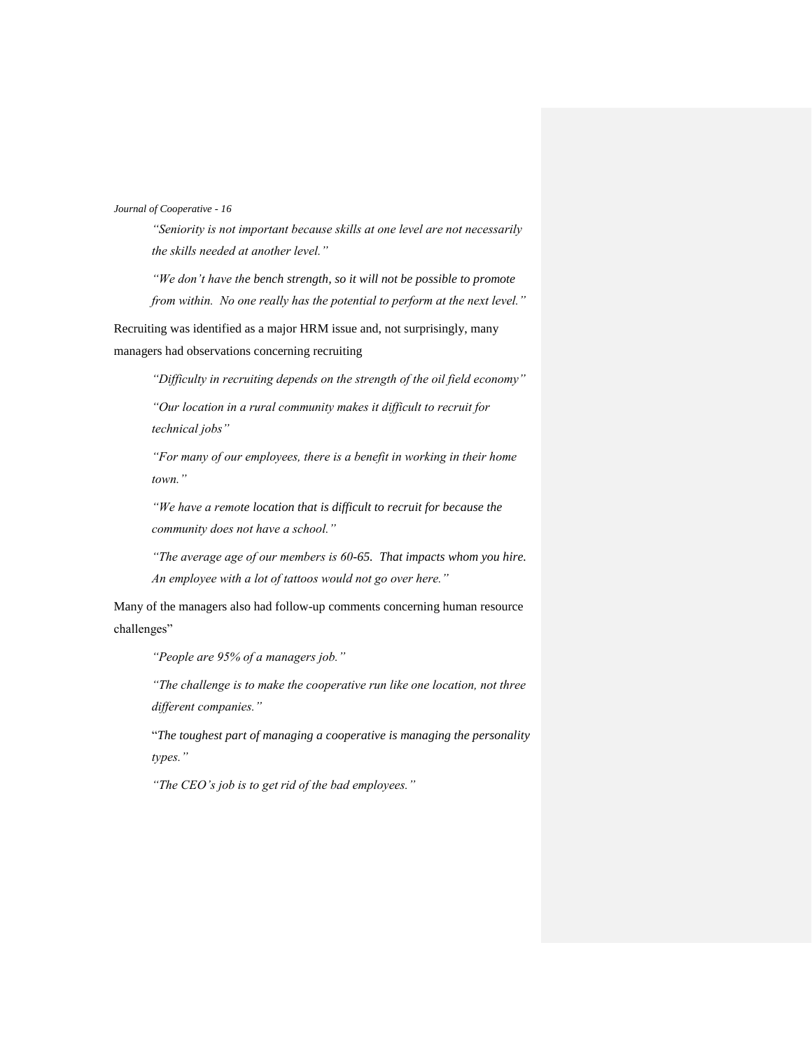*"Seniority is not important because skills at one level are not necessarily the skills needed at another level."*

*"We don't have the bench strength, so it will not be possible to promote from within. No one really has the potential to perform at the next level."*

Recruiting was identified as a major HRM issue and, not surprisingly, many managers had observations concerning recruiting

*"Difficulty in recruiting depends on the strength of the oil field economy"*

*"Our location in a rural community makes it difficult to recruit for technical jobs"*

*"For many of our employees, there is a benefit in working in their home town."*

*"We have a remote location that is difficult to recruit for because the community does not have a school."*

*"The average age of our members is 60-65. That impacts whom you hire. An employee with a lot of tattoos would not go over here."*

Many of the managers also had follow-up comments concerning human resource challenges"

*"People are 95% of a managers job."*

*"The challenge is to make the cooperative run like one location, not three different companies."*

"*The toughest part of managing a cooperative is managing the personality types."*

*"The CEO's job is to get rid of the bad employees."*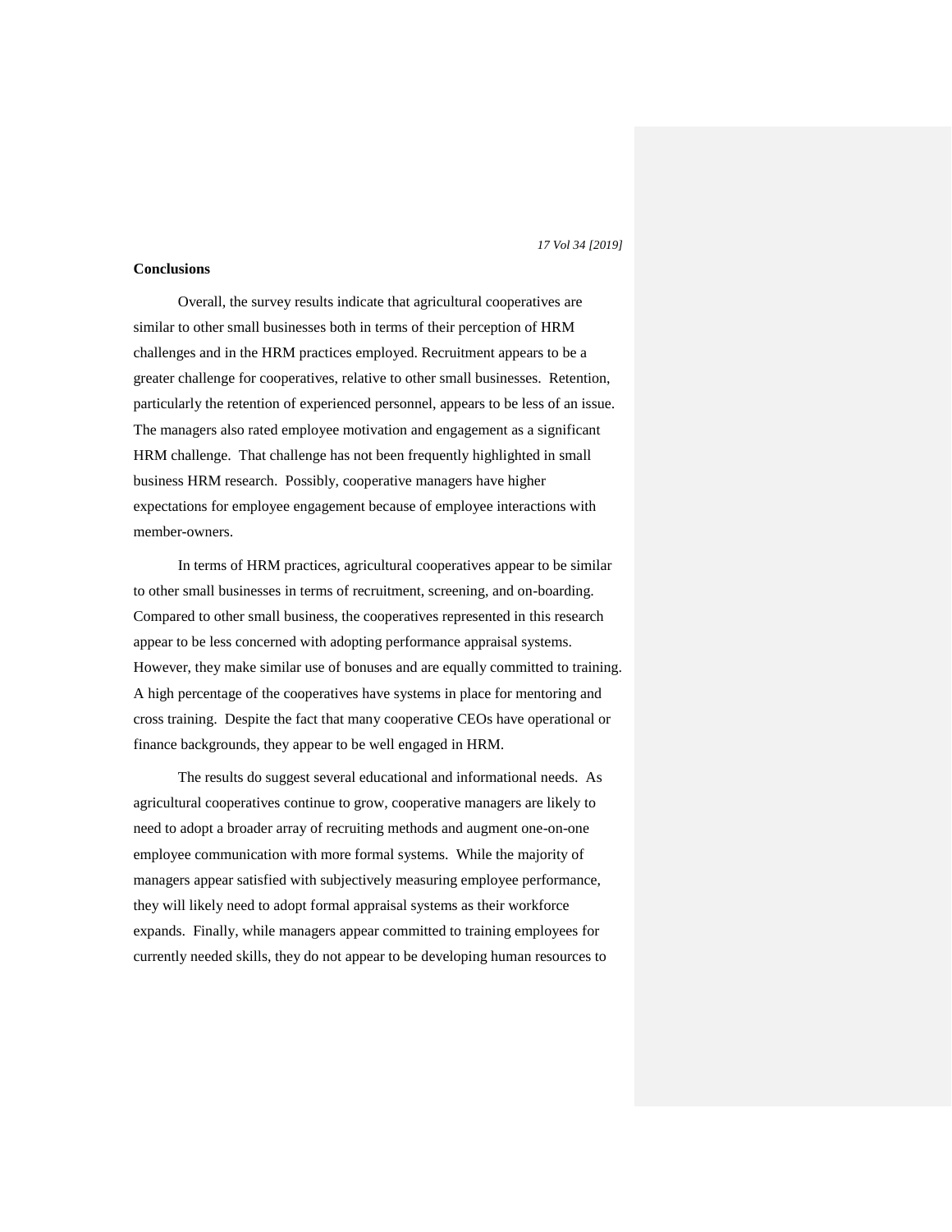**Conclusions**

Overall, the survey results indicate that agricultural cooperatives are similar to other small businesses both in terms of their perception of HRM challenges and in the HRM practices employed. Recruitment appears to be a greater challenge for cooperatives, relative to other small businesses. Retention, particularly the retention of experienced personnel, appears to be less of an issue. The managers also rated employee motivation and engagement as a significant HRM challenge. That challenge has not been frequently highlighted in small business HRM research. Possibly, cooperative managers have higher expectations for employee engagement because of employee interactions with member-owners.

In terms of HRM practices, agricultural cooperatives appear to be similar to other small businesses in terms of recruitment, screening, and on-boarding. Compared to other small business, the cooperatives represented in this research appear to be less concerned with adopting performance appraisal systems. However, they make similar use of bonuses and are equally committed to training. A high percentage of the cooperatives have systems in place for mentoring and cross training. Despite the fact that many cooperative CEOs have operational or finance backgrounds, they appear to be well engaged in HRM.

The results do suggest several educational and informational needs. As agricultural cooperatives continue to grow, cooperative managers are likely to need to adopt a broader array of recruiting methods and augment one-on-one employee communication with more formal systems. While the majority of managers appear satisfied with subjectively measuring employee performance, they will likely need to adopt formal appraisal systems as their workforce expands. Finally, while managers appear committed to training employees for currently needed skills, they do not appear to be developing human resources to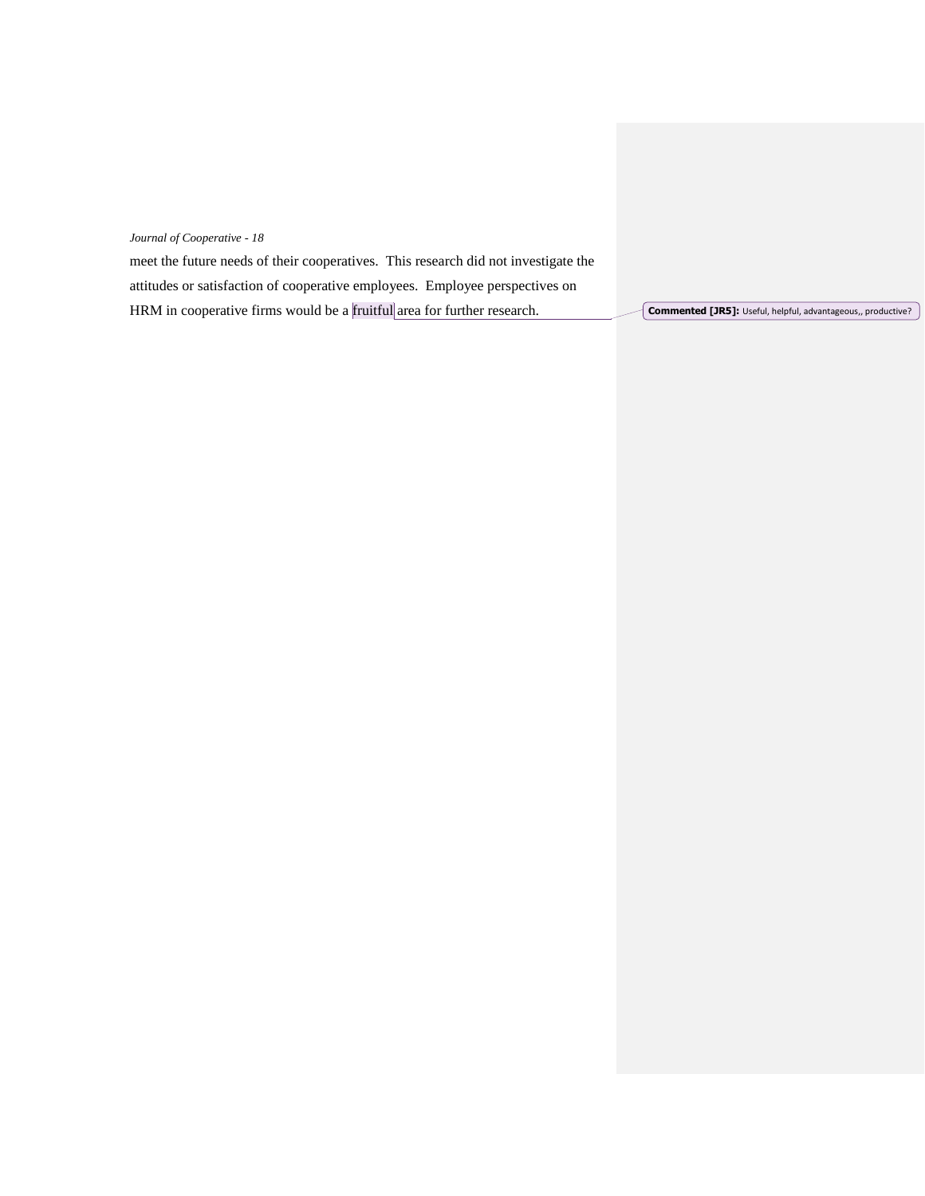meet the future needs of their cooperatives. This research did not investigate the attitudes or satisfaction of cooperative employees. Employee perspectives on HRM in cooperative firms would be a fruitful area for further research.

**Commented [JR5]:** Useful, helpful, advantageous,, productive?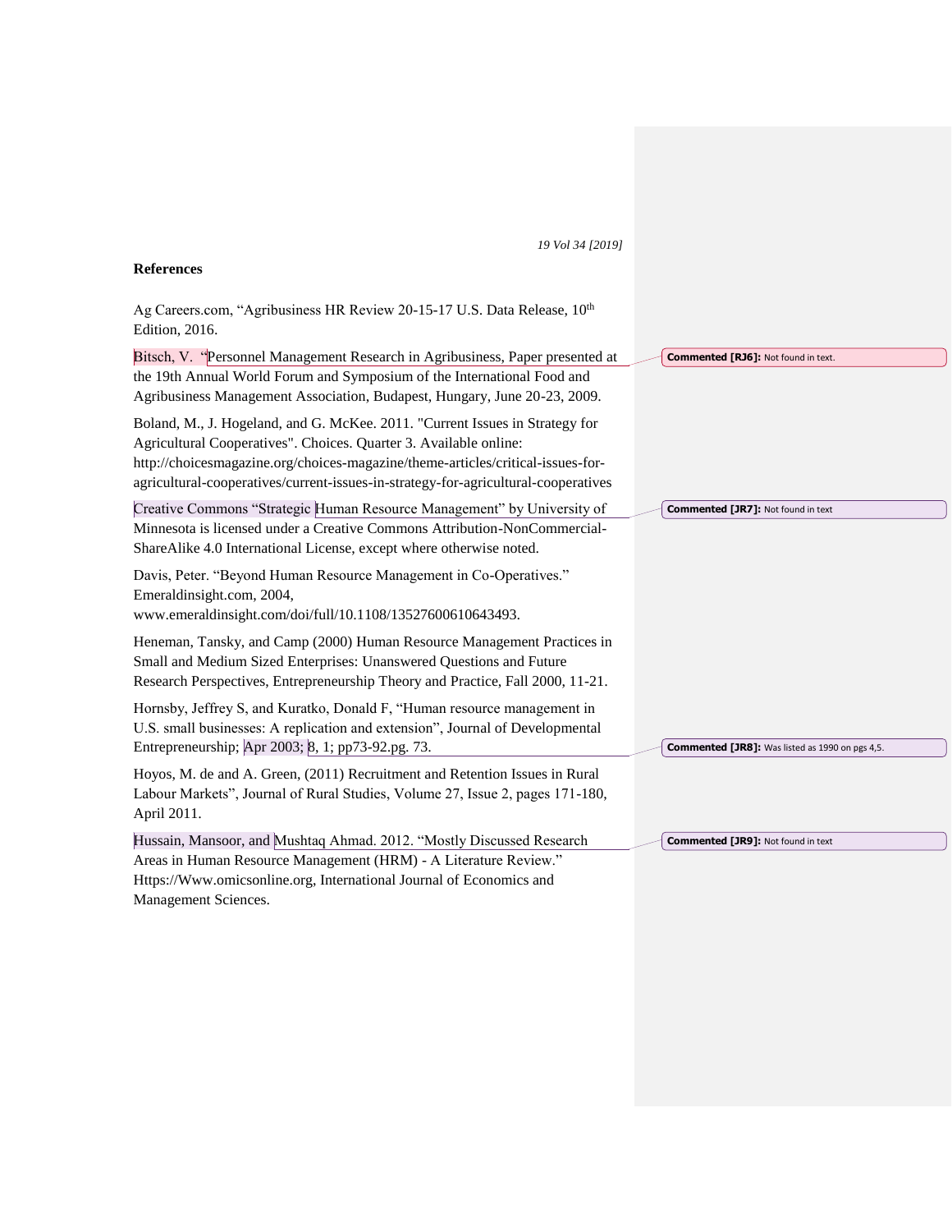## References

Ag Careers.com, "Agribusiness HR Review 20-15-17 U.S. Data Release, 10th Edition, 2016.

Bitsch, V. "Personnel Management Research in Agribusiness, Paper presented at the 19th Annual World Forum and Symposium of the International Food and Agribusiness Management Association, Budapest, Hungary, June 20-23, 2009.

Boland, M., J. Hogeland, and G. McKee. 2011. "Current Issues in Strategy for Agricultural Cooperatives". Choices. Quarter 3. Available online: http://choicesmagazine.org/choices-magazine/theme-articles/critical-issues-for-agricultural-cooperatives/current-issues-in-strategy-for-agricultural-cooperatives

Creative Commons "Strategic Human Resource Management" by University of Minnesota is licensed under a Creative Commons Attribution-NonCommercial-ShareAlike 4.0 International License, except where otherwise noted.

Davis, Peter. "Beyond Human Resource Management in Co-Operatives." Emeraldinsight.com, 2004, www.emeraldinsight.com/doi/full/10.1108/13527600610643493.

Heneman, Tansky, and Camp (2000) Human Resource Management Practices in Small and Medium Sized Enterprises: Unanswered Questions and Future Research Perspectives, Entrepreneurship Theory and Practice, Fall 2000, 11-21.

Hornsby, Jeffrey S, and Kuratko, Donald F, "Human resource management in U.S. small businesses: A replication and extension", Journal of Developmental Entrepreneurship; Apr 2003; 8, 1; pp73-92.pg. 73.

Hoyos, M. de and A. Green, (2011) Recruitment and Retention Issues in Rural Labour Markets", Journal of Rural Studies, Volume 27, Issue 2, pages 171-180, April 2011.

Hussain, Mansoor, and Mushtaq Ahmad. 2012. "Mostly Discussed Research Areas in Human Resource Management (HRM) - A Literature Review." Https://Www.omicsonline.org, International Journal of Economics and Management Sciences.

Commented [RJ6]: Not found in text.

Commented [JR7]: Not found in text

Commented [JR8]: Was listed as 1990 on pgs 4,5.

Commented [JR9]: Not found in text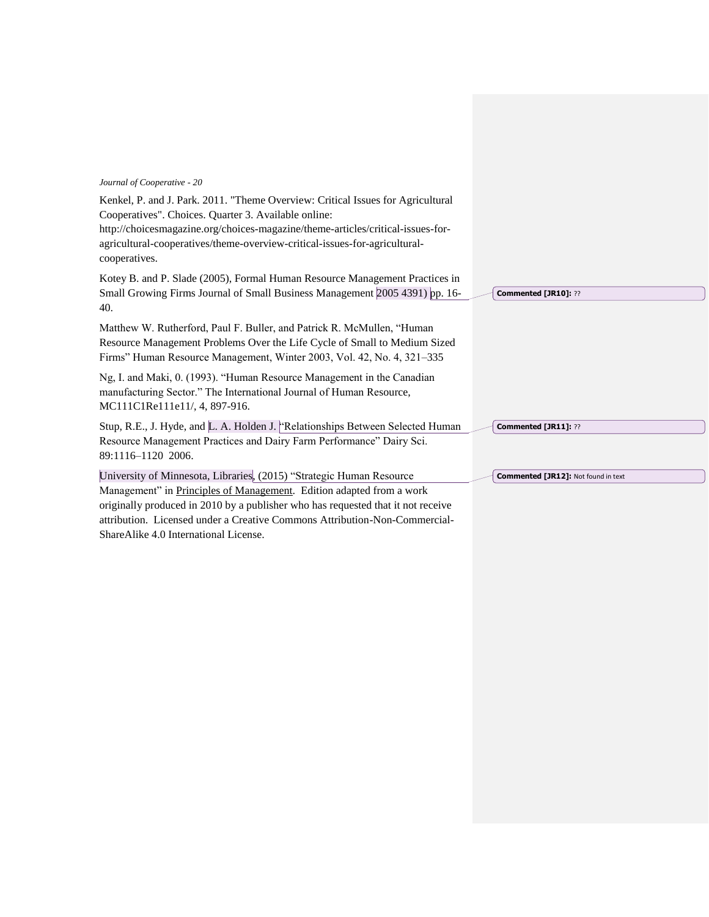Kenkel, P. and J. Park. 2011. "Theme Overview: Critical Issues for Agricultural Cooperatives". Choices. Quarter 3. Available online: http://choicesmagazine.org/choices-magazine/theme-articles/critical-issues-for-agricultural-cooperatives/theme-overview-critical-issues-for-agricultural-cooperatives.

Kotey B. and P. Slade (2005), Formal Human Resource Management Practices in Small Growing Firms Journal of Small Business Management 2005 4391) pp. 16-40.

Matthew W. Rutherford, Paul F. Buller, and Patrick R. McMullen, "Human Resource Management Problems Over the Life Cycle of Small to Medium Sized Firms" Human Resource Management, Winter 2003, Vol. 42, No. 4, 321–335

Ng, I. and Maki, 0. (1993). "Human Resource Management in the Canadian manufacturing Sector." The International Journal of Human Resource, MC111C1Re111e11/, 4, 897-916.

Stup, R.E., J. Hyde, and L. A. Holden J. "Relationships Between Selected Human Resource Management Practices and Dairy Farm Performance" Dairy Sci. 89:1116–1120 2006.

University of Minnesota, Libraries, (2015) "Strategic Human Resource Management" in Principles of Management. Edition adapted from a work originally produced in 2010 by a publisher who has requested that it not receive attribution. Licensed under a Creative Commons Attribution-Non-Commercial-ShareAlike 4.0 International License.

Commented [JR10]: ??

Commented [JR11]: ??

Commented [JR12]: Not found in text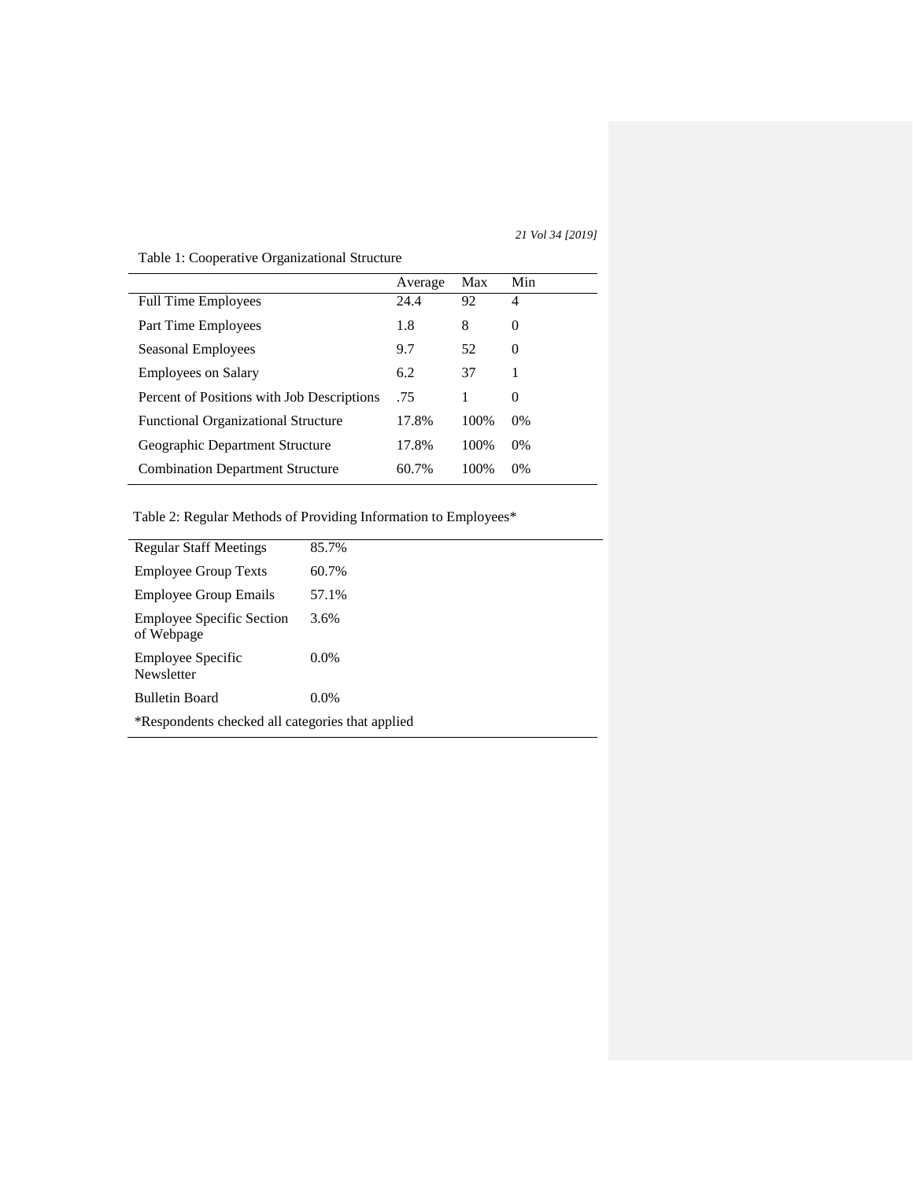Table 1: Cooperative Organizational Structure

| | Average | Max | Min |
|---|---|---|---|
| Full Time Employees | 24.4 | 92 | 4 |
| Part Time Employees | 1.8 | 8 | 0 |
| Seasonal Employees | 9.7 | 52 | 0 |
| Employees on Salary | 6.2 | 37 | 1 |
| Percent of Positions with Job Descriptions | .75 | 1 | 0 |
| Functional Organizational Structure | 17.8% | 100% | 0% |
| Geographic Department Structure | 17.8% | 100% | 0% |
| Combination Department Structure | 60.7% | 100% | 0% |

Table 2: Regular Methods of Providing Information to Employees*

| | |
|---|---|
| Regular Staff Meetings | 85.7% |
| Employee Group Texts | 60.7% |
| Employee Group Emails | 57.1% |
| Employee Specific Section of Webpage | 3.6% |
| Employee Specific Newsletter | 0.0% |
| Bulletin Board | 0.0% |

*Respondents checked all categories that applied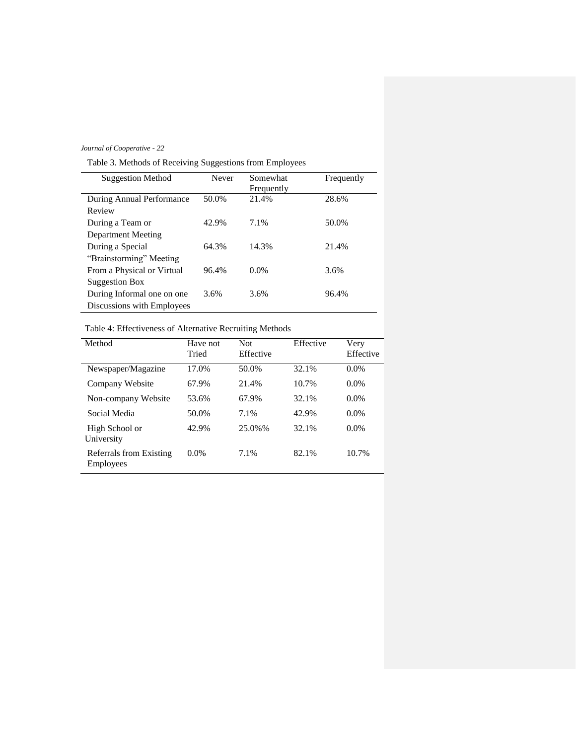Table 3. Methods of Receiving Suggestions from Employees

| Suggestion Method | Never | Somewhat Frequently | Frequently |
|---|---|---|---|
| During Annual Performance Review | 50.0% | 21.4% | 28.6% |
| During a Team or Department Meeting | 42.9% | 7.1% | 50.0% |
| During a Special "Brainstorming" Meeting | 64.3% | 14.3% | 21.4% |
| From a Physical or Virtual Suggestion Box | 96.4% | 0.0% | 3.6% |
| During Informal one on one Discussions with Employees | 3.6% | 3.6% | 96.4% |

Table 4: Effectiveness of Alternative Recruiting Methods

| Method | Have not Tried | Not Effective | Effective | Very Effective |
|---|---|---|---|---|
| Newspaper/Magazine | 17.0% | 50.0% | 32.1% | 0.0% |
| Company Website | 67.9% | 21.4% | 10.7% | 0.0% |
| Non-company Website | 53.6% | 67.9% | 32.1% | 0.0% |
| Social Media | 50.0% | 7.1% | 42.9% | 0.0% |
| High School or University | 42.9% | 25.0%% | 32.1% | 0.0% |
| Referrals from Existing Employees | 0.0% | 7.1% | 82.1% | 10.7% |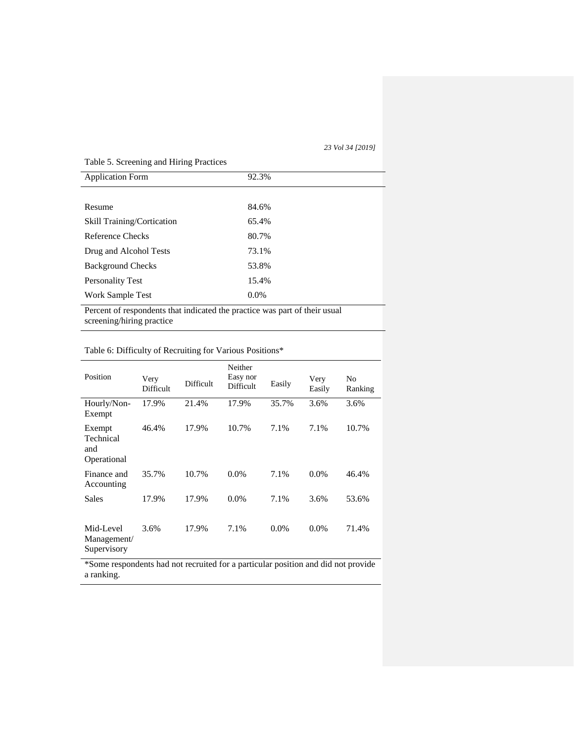Table 5. Screening and Hiring Practices

| Application Form | 92.3% |
|---|---|
| Resume | 84.6% |
| Skill Training/Cortication | 65.4% |
| Reference Checks | 80.7% |
| Drug and Alcohol Tests | 73.1% |
| Background Checks | 53.8% |
| Personality Test | 15.4% |
| Work Sample Test | 0.0% |

Percent of respondents that indicated the practice was part of their usual screening/hiring practice

Table 6: Difficulty of Recruiting for Various Positions*

| Position | Very Difficult | Difficult | Neither Easy nor Difficult | Easily | Very Easily | No Ranking |
|---|---|---|---|---|---|---|
| Hourly/Non-Exempt | 17.9% | 21.4% | 17.9% | 35.7% | 3.6% | 3.6% |
| Exempt Technical and Operational | 46.4% | 17.9% | 10.7% | 7.1% | 7.1% | 10.7% |
| Finance and Accounting | 35.7% | 10.7% | 0.0% | 7.1% | 0.0% | 46.4% |
| Sales | 17.9% | 17.9% | 0.0% | 7.1% | 3.6% | 53.6% |
| Mid-Level Management/ Supervisory | 3.6% | 17.9% | 7.1% | 0.0% | 0.0% | 71.4% |

*Some respondents had not recruited for a particular position and did not provide a ranking.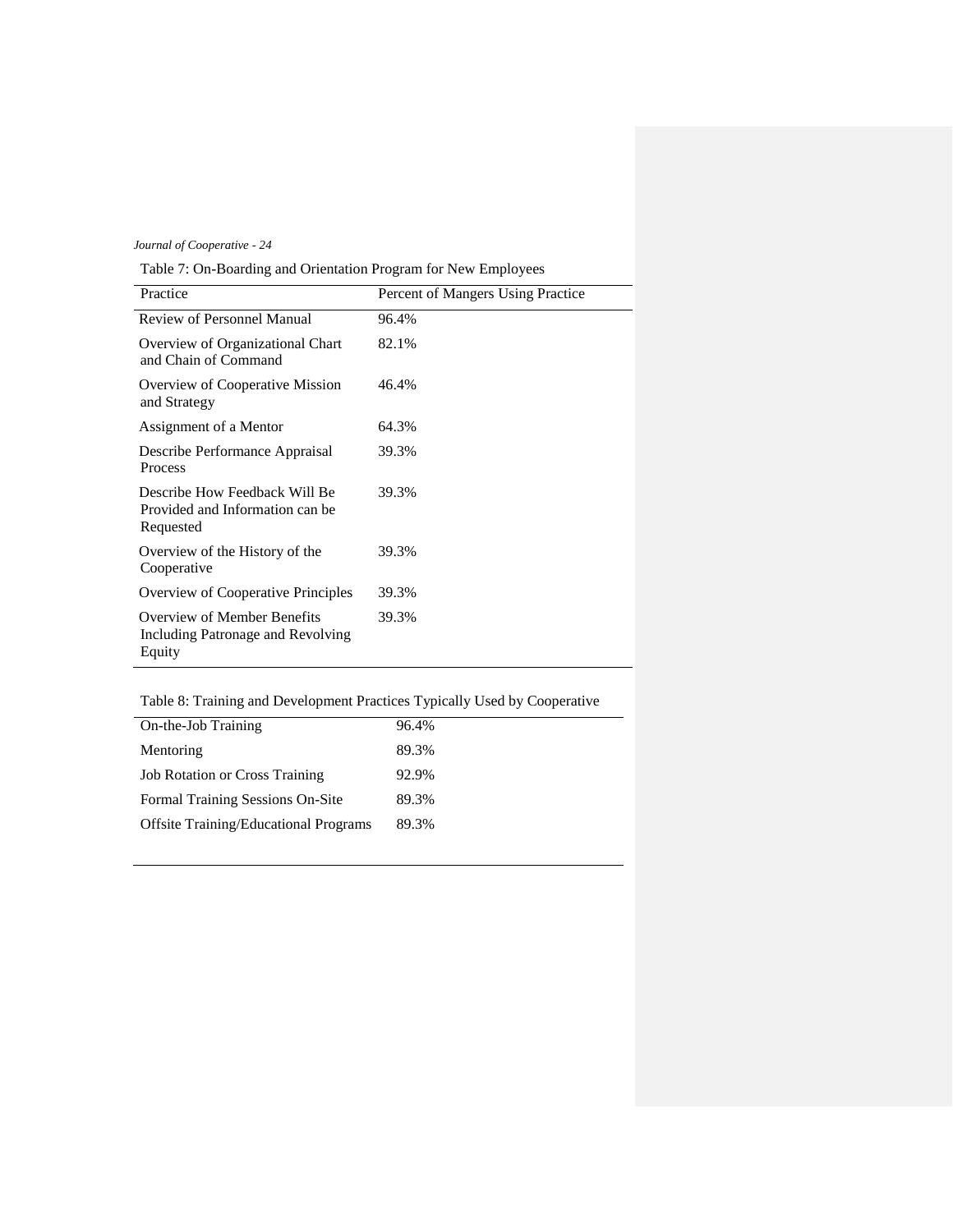Table 7: On-Boarding and Orientation Program for New Employees

| Practice | Percent of Mangers Using Practice |
|---|---|
| Review of Personnel Manual | 96.4% |
| Overview of Organizational Chart and Chain of Command | 82.1% |
| Overview of Cooperative Mission and Strategy | 46.4% |
| Assignment of a Mentor | 64.3% |
| Describe Performance Appraisal Process | 39.3% |
| Describe How Feedback Will Be Provided and Information can be Requested | 39.3% |
| Overview of the History of the Cooperative | 39.3% |
| Overview of Cooperative Principles | 39.3% |
| Overview of Member Benefits Including Patronage and Revolving Equity | 39.3% |

Table 8: Training and Development Practices Typically Used by Cooperative

| | |
|---|---|
| On-the-Job Training | 96.4% |
| Mentoring | 89.3% |
| Job Rotation or Cross Training | 92.9% |
| Formal Training Sessions On-Site | 89.3% |
| Offsite Training/Educational Programs | 89.3% |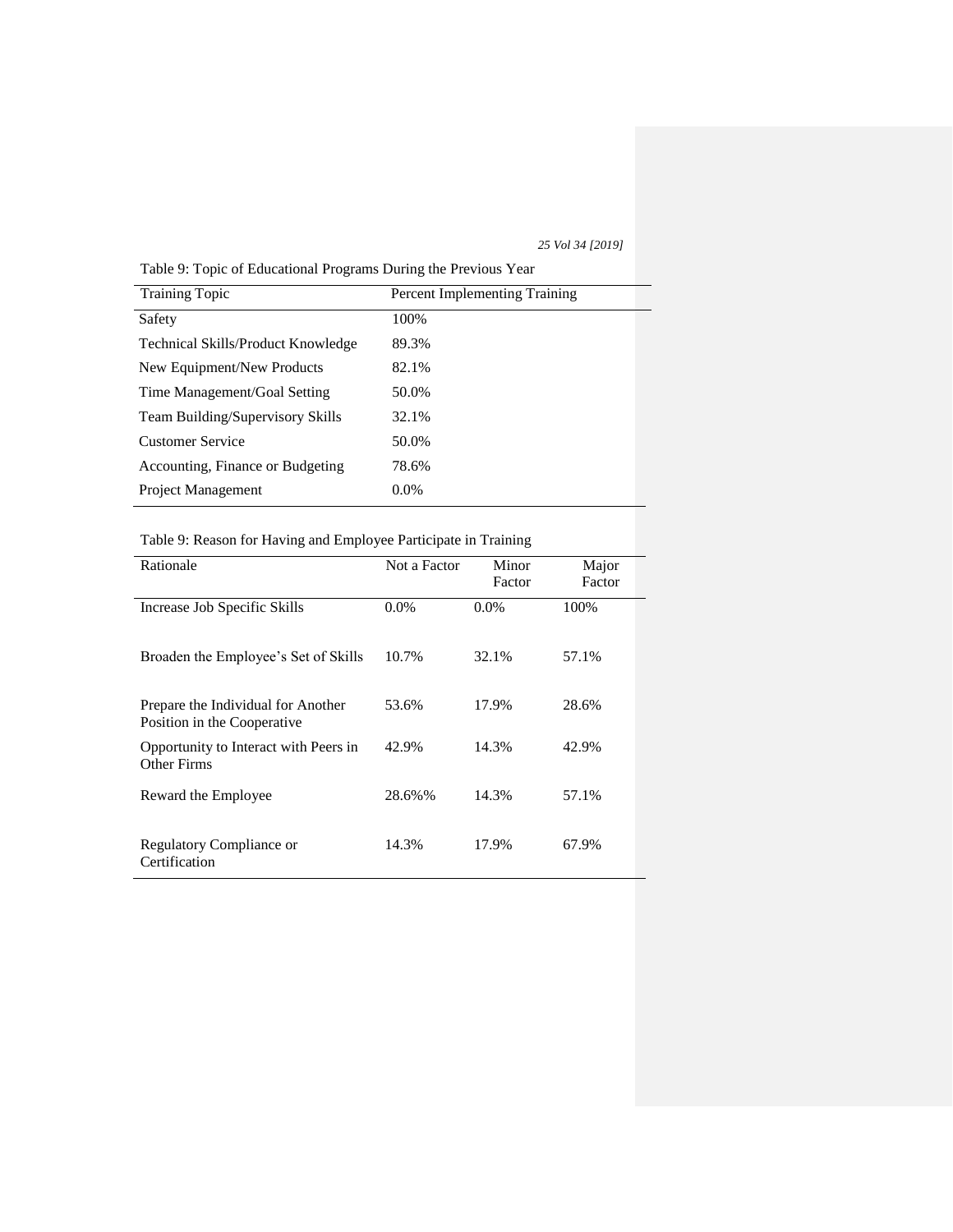Table 9: Topic of Educational Programs During the Previous Year

| Training Topic | Percent Implementing Training |
|---|---|
| Safety | 100% |
| Technical Skills/Product Knowledge | 89.3% |
| New Equipment/New Products | 82.1% |
| Time Management/Goal Setting | 50.0% |
| Team Building/Supervisory Skills | 32.1% |
| Customer Service | 50.0% |
| Accounting, Finance or Budgeting | 78.6% |
| Project Management | 0.0% |

Table 9: Reason for Having and Employee Participate in Training

| Rationale | Not a Factor | Minor Factor | Major Factor |
|---|---|---|---|
| Increase Job Specific Skills | 0.0% | 0.0% | 100% |
| Broaden the Employee's Set of Skills | 10.7% | 32.1% | 57.1% |
| Prepare the Individual for Another Position in the Cooperative | 53.6% | 17.9% | 28.6% |
| Opportunity to Interact with Peers in Other Firms | 42.9% | 14.3% | 42.9% |
| Reward the Employee | 28.6%% | 14.3% | 57.1% |
| Regulatory Compliance or Certification | 14.3% | 17.9% | 67.9% |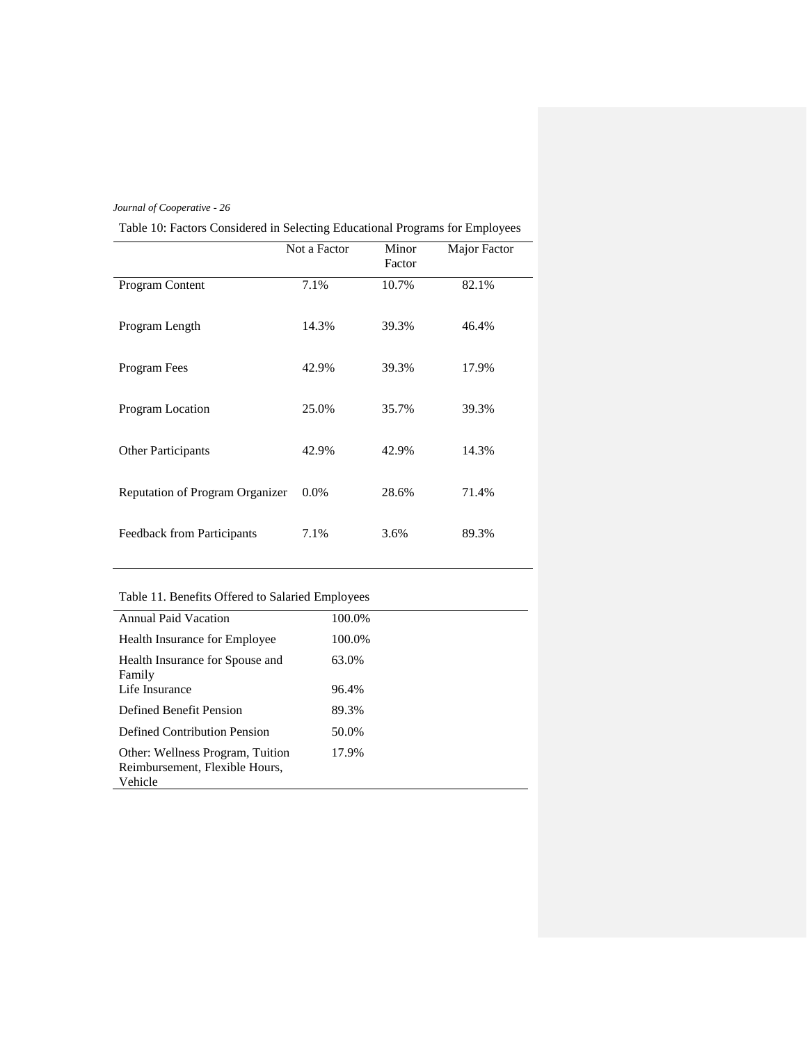Table 10: Factors Considered in Selecting Educational Programs for Employees

| | Not a Factor | Minor Factor | Major Factor |
|---|---|---|---|
| Program Content | 7.1% | 10.7% | 82.1% |
| Program Length | 14.3% | 39.3% | 46.4% |
| Program Fees | 42.9% | 39.3% | 17.9% |
| Program Location | 25.0% | 35.7% | 39.3% |
| Other Participants | 42.9% | 42.9% | 14.3% |
| Reputation of Program Organizer | 0.0% | 28.6% | 71.4% |
| Feedback from Participants | 7.1% | 3.6% | 89.3% |

Table 11. Benefits Offered to Salaried Employees

| | |
|---|---|
| Annual Paid Vacation | 100.0% |
| Health Insurance for Employee | 100.0% |
| Health Insurance for Spouse and Family | 63.0% |
| Life Insurance | 96.4% |
| Defined Benefit Pension | 89.3% |
| Defined Contribution Pension | 50.0% |
| Other: Wellness Program, Tuition Reimbursement, Flexible Hours, Vehicle | 17.9% |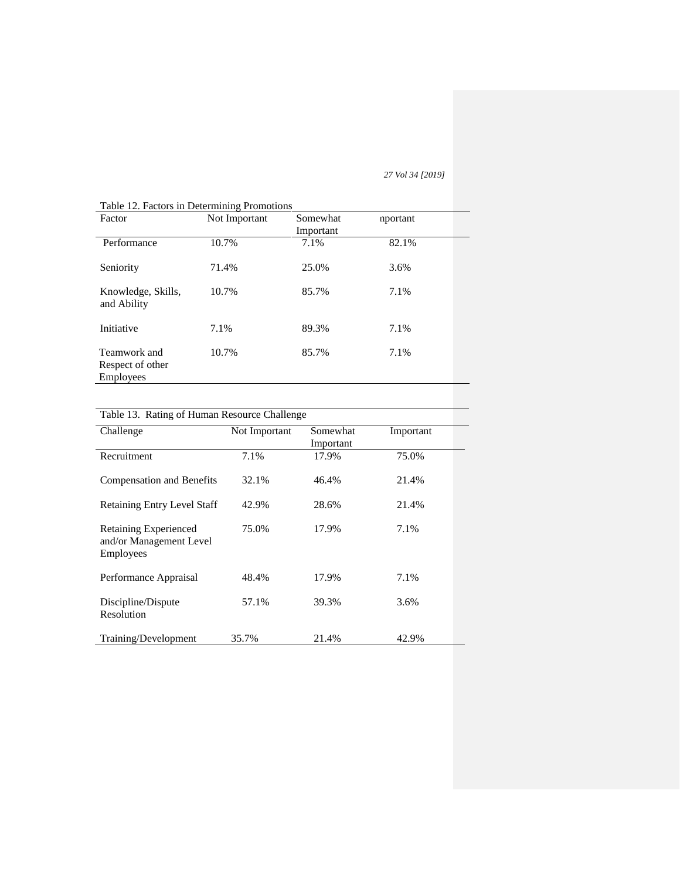Table 12. Factors in Determining Promotions

| Factor | Not Important | Somewhat Important | nportant |
|---|---|---|---|
| Performance | 10.7% | 7.1% | 82.1% |
| Seniority | 71.4% | 25.0% | 3.6% |
| Knowledge, Skills, and Ability | 10.7% | 85.7% | 7.1% |
| Initiative | 7.1% | 89.3% | 7.1% |
| Teamwork and Respect of other Employees | 10.7% | 85.7% | 7.1% |

Table 13. Rating of Human Resource Challenge

| Challenge | Not Important | Somewhat Important | Important |
|---|---|---|---|
| Recruitment | 7.1% | 17.9% | 75.0% |
| Compensation and Benefits | 32.1% | 46.4% | 21.4% |
| Retaining Entry Level Staff | 42.9% | 28.6% | 21.4% |
| Retaining Experienced and/or Management Level Employees | 75.0% | 17.9% | 7.1% |
| Performance Appraisal | 48.4% | 17.9% | 7.1% |
| Discipline/Dispute Resolution | 57.1% | 39.3% | 3.6% |
| Training/Development | 35.7% | 21.4% | 42.9% |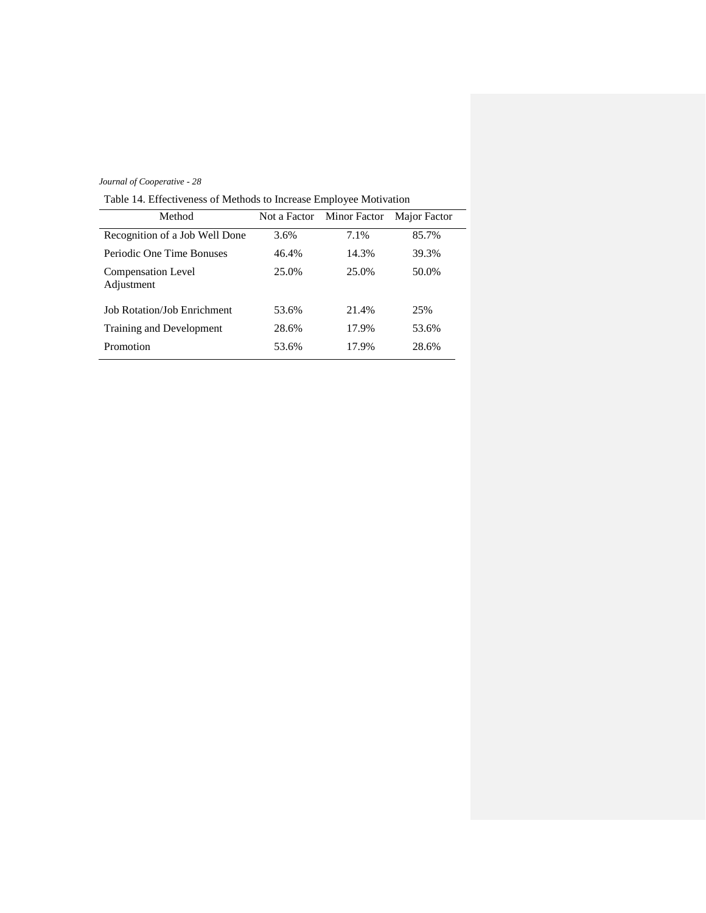Table 14. Effectiveness of Methods to Increase Employee Motivation

| Method | Not a Factor | Minor Factor | Major Factor |
|---|---|---|---|
| Recognition of a Job Well Done | 3.6% | 7.1% | 85.7% |
| Periodic One Time Bonuses | 46.4% | 14.3% | 39.3% |
| Compensation Level Adjustment | 25.0% | 25.0% | 50.0% |
| Job Rotation/Job Enrichment | 53.6% | 21.4% | 25% |
| Training and Development | 28.6% | 17.9% | 53.6% |
| Promotion | 53.6% | 17.9% | 28.6% |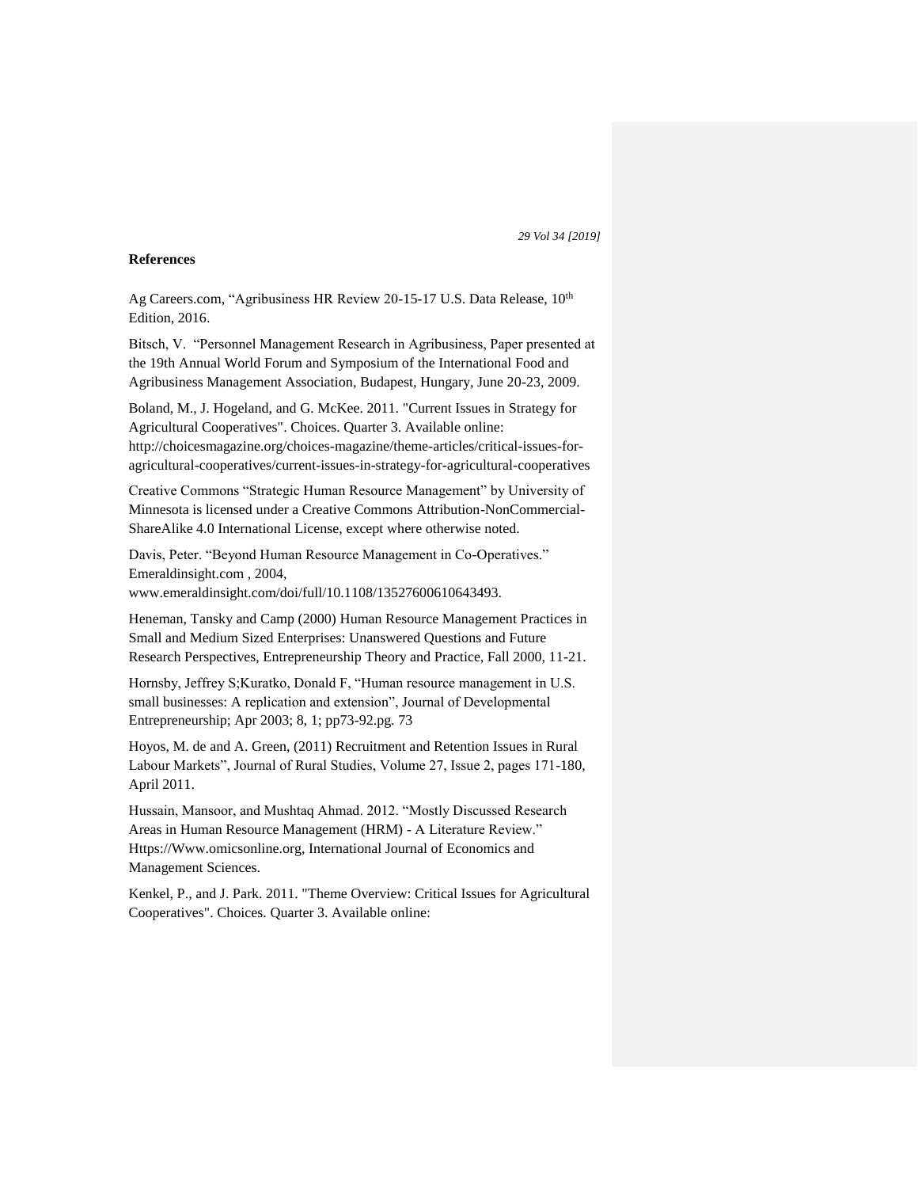## References

Ag Careers.com, "Agribusiness HR Review 20-15-17 U.S. Data Release, 10th Edition, 2016.

Bitsch, V. "Personnel Management Research in Agribusiness, Paper presented at the 19th Annual World Forum and Symposium of the International Food and Agribusiness Management Association, Budapest, Hungary, June 20-23, 2009.

Boland, M., J. Hogeland, and G. McKee. 2011. "Current Issues in Strategy for Agricultural Cooperatives". Choices. Quarter 3. Available online: http://choicesmagazine.org/choices-magazine/theme-articles/critical-issues-for-agricultural-cooperatives/current-issues-in-strategy-for-agricultural-cooperatives

Creative Commons "Strategic Human Resource Management" by University of Minnesota is licensed under a Creative Commons Attribution-NonCommercial-ShareAlike 4.0 International License, except where otherwise noted.

Davis, Peter. "Beyond Human Resource Management in Co-Operatives." Emeraldinsight.com , 2004, www.emeraldinsight.com/doi/full/10.1108/13527600610643493.

Heneman, Tansky and Camp (2000) Human Resource Management Practices in Small and Medium Sized Enterprises: Unanswered Questions and Future Research Perspectives, Entrepreneurship Theory and Practice, Fall 2000, 11-21.

Hornsby, Jeffrey S;Kuratko, Donald F, "Human resource management in U.S. small businesses: A replication and extension", Journal of Developmental Entrepreneurship; Apr 2003; 8, 1; pp73-92.pg. 73

Hoyos, M. de and A. Green, (2011) Recruitment and Retention Issues in Rural Labour Markets", Journal of Rural Studies, Volume 27, Issue 2, pages 171-180, April 2011.

Hussain, Mansoor, and Mushtaq Ahmad. 2012. "Mostly Discussed Research Areas in Human Resource Management (HRM) - A Literature Review." Https://Www.omicsonline.org, International Journal of Economics and Management Sciences.

Kenkel, P., and J. Park. 2011. "Theme Overview: Critical Issues for Agricultural Cooperatives". Choices. Quarter 3. Available online: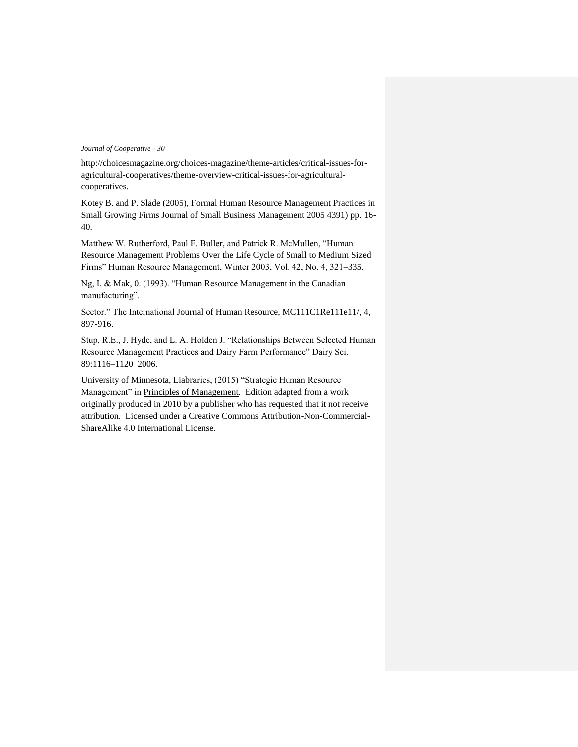http://choicesmagazine.org/choices-magazine/theme-articles/critical-issues-for-agricultural-cooperatives/theme-overview-critical-issues-for-agricultural-cooperatives.

Kotey B. and P. Slade (2005), Formal Human Resource Management Practices in Small Growing Firms Journal of Small Business Management 2005 4391) pp. 16-40.

Matthew W. Rutherford, Paul F. Buller, and Patrick R. McMullen, "Human Resource Management Problems Over the Life Cycle of Small to Medium Sized Firms" Human Resource Management, Winter 2003, Vol. 42, No. 4, 321–335.

Ng, I. & Mak, 0. (1993). "Human Resource Management in the Canadian manufacturing".

Sector." The International Journal of Human Resource, MC111C1Re111e11/, 4, 897-916.

Stup, R.E., J. Hyde, and L. A. Holden J. "Relationships Between Selected Human Resource Management Practices and Dairy Farm Performance" Dairy Sci. 89:1116–1120 2006.

University of Minnesota, Liabraries, (2015) "Strategic Human Resource Management" in Principles of Management. Edition adapted from a work originally produced in 2010 by a publisher who has requested that it not receive attribution. Licensed under a Creative Commons Attribution-Non-Commercial-ShareAlike 4.0 International License.